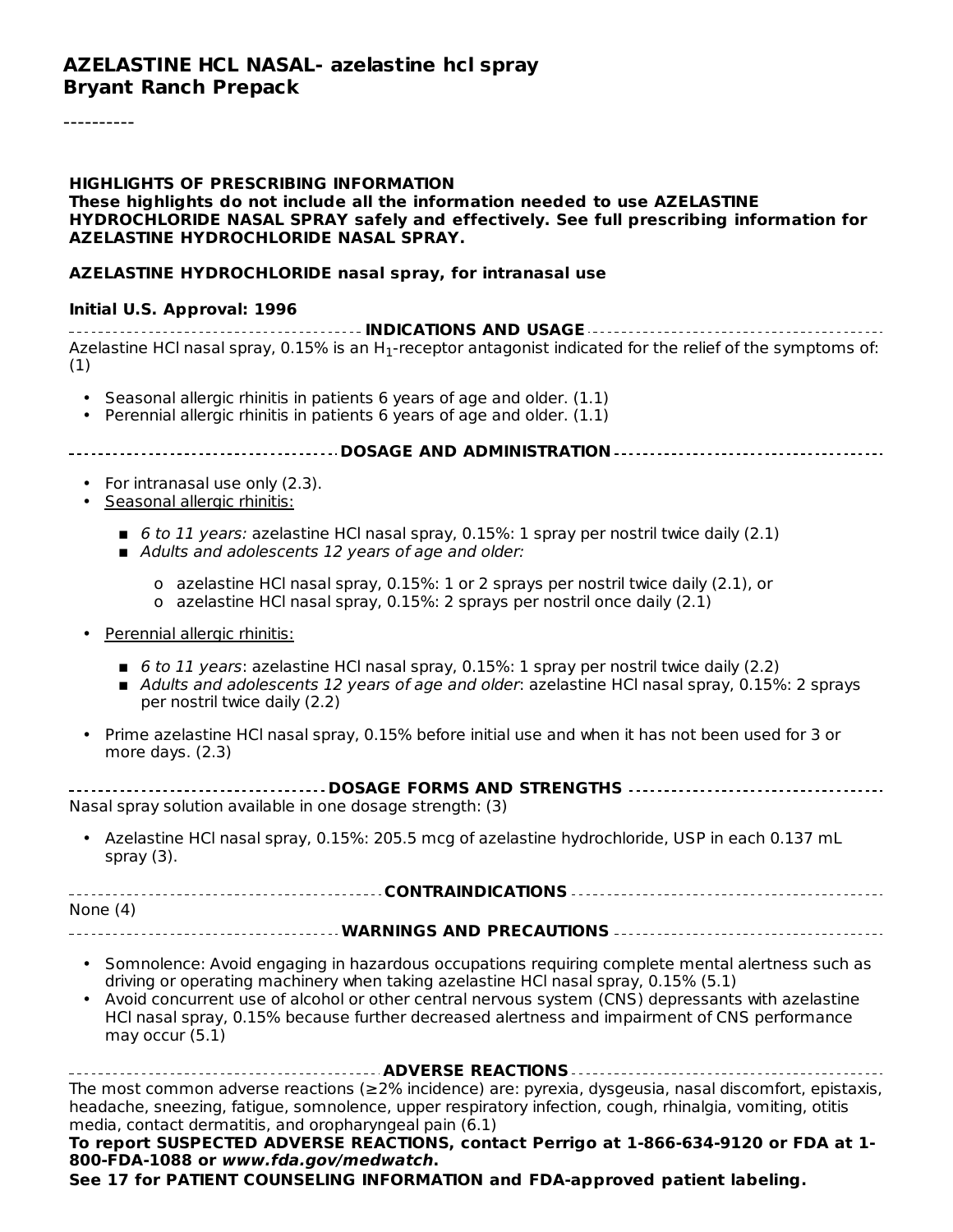# AZELASTINE HCL NASAL- azelastine hcl spray
**Bryant Ranch Prepack**

----------

**HIGHLIGHTS OF PRESCRIBING INFORMATION**
**These highlights do not include all the information needed to use AZELASTINE HYDROCHLORIDE NASAL SPRAY safely and effectively. See full prescribing information for AZELASTINE HYDROCHLORIDE NASAL SPRAY.**

**AZELASTINE HYDROCHLORIDE nasal spray, for intranasal use**

**Initial U.S. Approval: 1996**

## INDICATIONS AND USAGE

Azelastine HCl nasal spray, 0.15% is an $H_1$-receptor antagonist indicated for the relief of the symptoms of: (1)

- Seasonal allergic rhinitis in patients 6 years of age and older. (1.1)
- Perennial allergic rhinitis in patients 6 years of age and older. (1.1)

## DOSAGE AND ADMINISTRATION

- For intranasal use only (2.3).
- Seasonal allergic rhinitis:
  - *6 to 11 years:* azelastine HCl nasal spray, 0.15%: 1 spray per nostril twice daily (2.1)
  - *Adults and adolescents 12 years of age and older:*
    - azelastine HCl nasal spray, 0.15%: 1 or 2 sprays per nostril twice daily (2.1), or
    - azelastine HCl nasal spray, 0.15%: 2 sprays per nostril once daily (2.1)
- Perennial allergic rhinitis:
  - *6 to 11 years*: azelastine HCl nasal spray, 0.15%: 1 spray per nostril twice daily (2.2)
  - *Adults and adolescents 12 years of age and older*: azelastine HCl nasal spray, 0.15%: 2 sprays per nostril twice daily (2.2)
- Prime azelastine HCl nasal spray, 0.15% before initial use and when it has not been used for 3 or more days. (2.3)

## DOSAGE FORMS AND STRENGTHS

Nasal spray solution available in one dosage strength: (3)

- Azelastine HCl nasal spray, 0.15%: 205.5 mcg of azelastine hydrochloride, USP in each 0.137 mL spray (3).

## CONTRAINDICATIONS

None (4)

## WARNINGS AND PRECAUTIONS

- Somnolence: Avoid engaging in hazardous occupations requiring complete mental alertness such as driving or operating machinery when taking azelastine HCl nasal spray, 0.15% (5.1)
- Avoid concurrent use of alcohol or other central nervous system (CNS) depressants with azelastine HCl nasal spray, 0.15% because further decreased alertness and impairment of CNS performance may occur (5.1)

## ADVERSE REACTIONS

The most common adverse reactions (≥2% incidence) are: pyrexia, dysgeusia, nasal discomfort, epistaxis, headache, sneezing, fatigue, somnolence, upper respiratory infection, cough, rhinalgia, vomiting, otitis media, contact dermatitis, and oropharyngeal pain (6.1)

**To report SUSPECTED ADVERSE REACTIONS, contact Perrigo at 1-866-634-9120 or FDA at 1-800-FDA-1088 or *www.fda.gov/medwatch*.**

**See 17 for PATIENT COUNSELING INFORMATION and FDA-approved patient labeling.**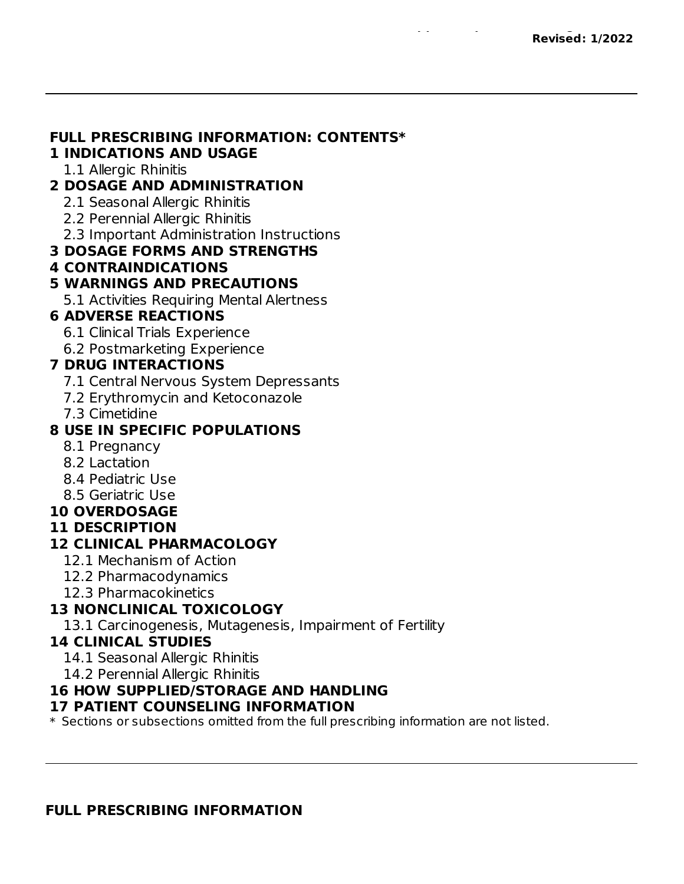**Revised: 1/2022**

---

**FULL PRESCRIBING INFORMATION: CONTENTS***

**1 INDICATIONS AND USAGE**
- 1.1 Allergic Rhinitis

**2 DOSAGE AND ADMINISTRATION**
- 2.1 Seasonal Allergic Rhinitis
- 2.2 Perennial Allergic Rhinitis
- 2.3 Important Administration Instructions

**3 DOSAGE FORMS AND STRENGTHS**

**4 CONTRAINDICATIONS**

**5 WARNINGS AND PRECAUTIONS**
- 5.1 Activities Requiring Mental Alertness

**6 ADVERSE REACTIONS**
- 6.1 Clinical Trials Experience
- 6.2 Postmarketing Experience

**7 DRUG INTERACTIONS**
- 7.1 Central Nervous System Depressants
- 7.2 Erythromycin and Ketoconazole
- 7.3 Cimetidine

**8 USE IN SPECIFIC POPULATIONS**
- 8.1 Pregnancy
- 8.2 Lactation
- 8.4 Pediatric Use
- 8.5 Geriatric Use

**10 OVERDOSAGE**

**11 DESCRIPTION**

**12 CLINICAL PHARMACOLOGY**
- 12.1 Mechanism of Action
- 12.2 Pharmacodynamics
- 12.3 Pharmacokinetics

**13 NONCLINICAL TOXICOLOGY**
- 13.1 Carcinogenesis, Mutagenesis, Impairment of Fertility

**14 CLINICAL STUDIES**
- 14.1 Seasonal Allergic Rhinitis
- 14.2 Perennial Allergic Rhinitis

**16 HOW SUPPLIED/STORAGE AND HANDLING**

**17 PATIENT COUNSELING INFORMATION**

\* Sections or subsections omitted from the full prescribing information are not listed.

---

## FULL PRESCRIBING INFORMATION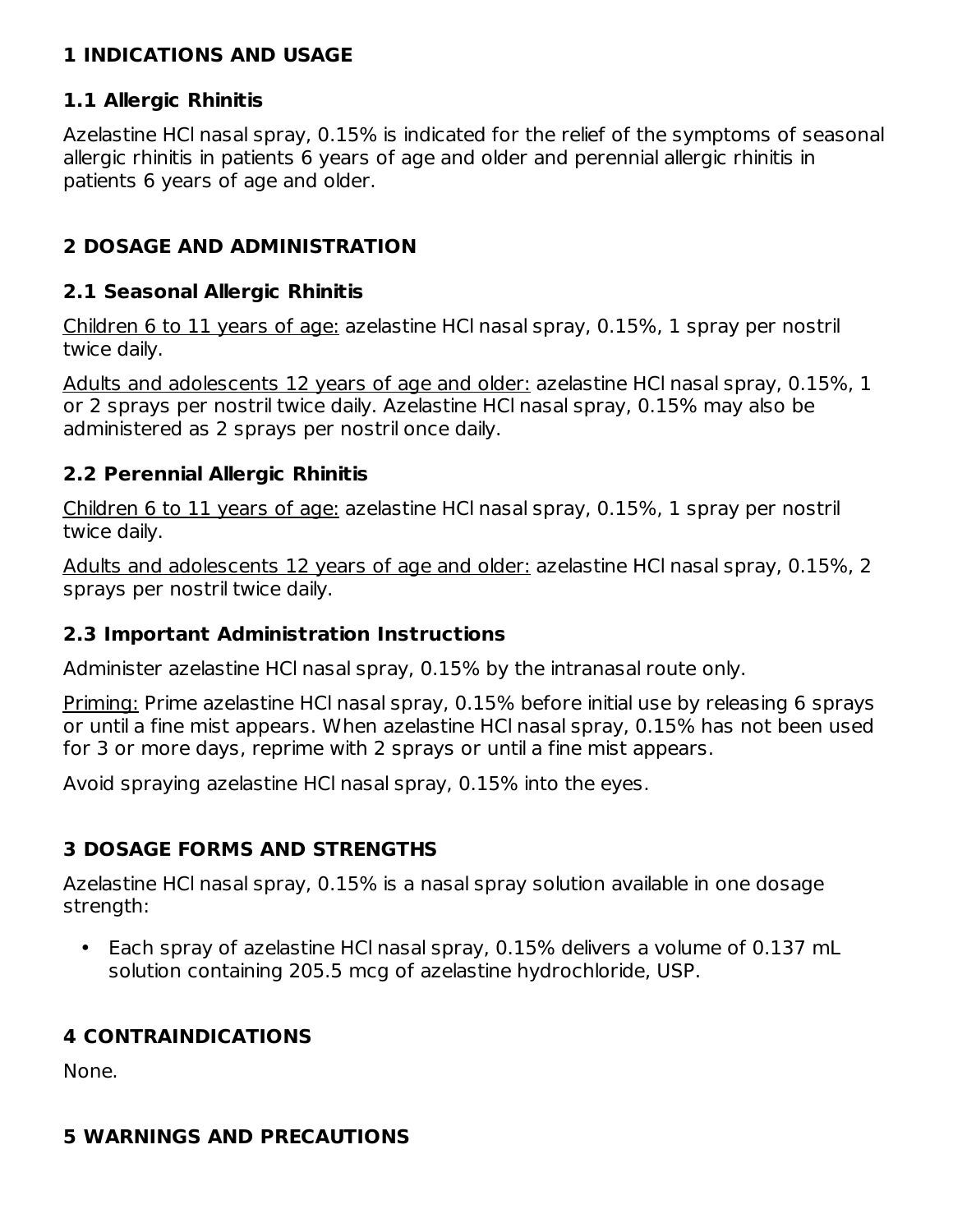## 1 INDICATIONS AND USAGE

### 1.1 Allergic Rhinitis

Azelastine HCl nasal spray, 0.15% is indicated for the relief of the symptoms of seasonal allergic rhinitis in patients 6 years of age and older and perennial allergic rhinitis in patients 6 years of age and older.

## 2 DOSAGE AND ADMINISTRATION

### 2.1 Seasonal Allergic Rhinitis

Children 6 to 11 years of age: azelastine HCl nasal spray, 0.15%, 1 spray per nostril twice daily.

Adults and adolescents 12 years of age and older: azelastine HCl nasal spray, 0.15%, 1 or 2 sprays per nostril twice daily. Azelastine HCl nasal spray, 0.15% may also be administered as 2 sprays per nostril once daily.

### 2.2 Perennial Allergic Rhinitis

Children 6 to 11 years of age: azelastine HCl nasal spray, 0.15%, 1 spray per nostril twice daily.

Adults and adolescents 12 years of age and older: azelastine HCl nasal spray, 0.15%, 2 sprays per nostril twice daily.

### 2.3 Important Administration Instructions

Administer azelastine HCl nasal spray, 0.15% by the intranasal route only.

Priming: Prime azelastine HCl nasal spray, 0.15% before initial use by releasing 6 sprays or until a fine mist appears. When azelastine HCl nasal spray, 0.15% has not been used for 3 or more days, reprime with 2 sprays or until a fine mist appears.

Avoid spraying azelastine HCl nasal spray, 0.15% into the eyes.

## 3 DOSAGE FORMS AND STRENGTHS

Azelastine HCl nasal spray, 0.15% is a nasal spray solution available in one dosage strength:

- Each spray of azelastine HCl nasal spray, 0.15% delivers a volume of 0.137 mL solution containing 205.5 mcg of azelastine hydrochloride, USP.

## 4 CONTRAINDICATIONS

None.

## 5 WARNINGS AND PRECAUTIONS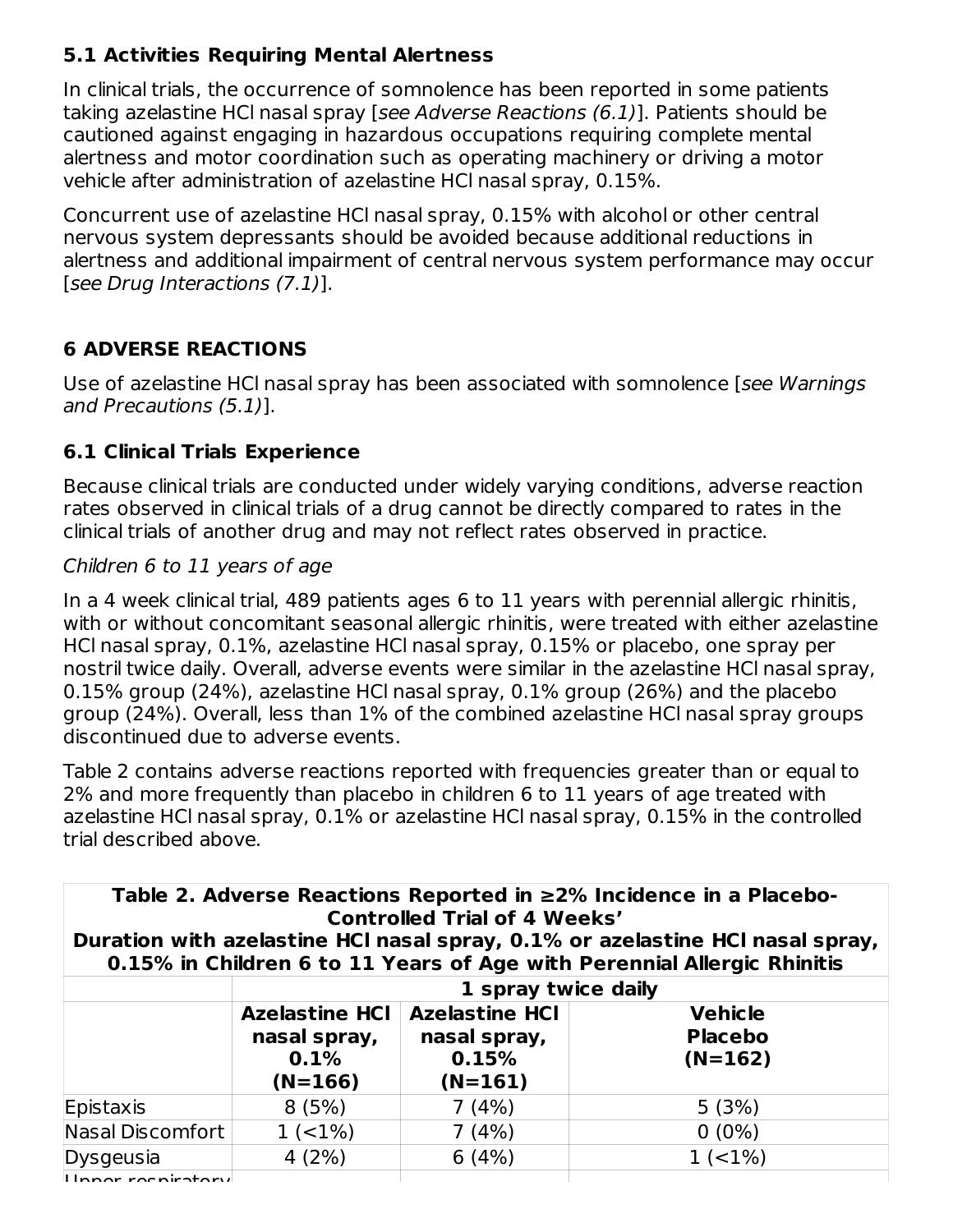### 5.1 Activities Requiring Mental Alertness

In clinical trials, the occurrence of somnolence has been reported in some patients taking azelastine HCl nasal spray [*see Adverse Reactions (6.1)*]. Patients should be cautioned against engaging in hazardous occupations requiring complete mental alertness and motor coordination such as operating machinery or driving a motor vehicle after administration of azelastine HCl nasal spray, 0.15%.

Concurrent use of azelastine HCl nasal spray, 0.15% with alcohol or other central nervous system depressants should be avoided because additional reductions in alertness and additional impairment of central nervous system performance may occur [*see Drug Interactions (7.1)*].

## 6 ADVERSE REACTIONS

Use of azelastine HCl nasal spray has been associated with somnolence [*see Warnings and Precautions (5.1)*].

### 6.1 Clinical Trials Experience

Because clinical trials are conducted under widely varying conditions, adverse reaction rates observed in clinical trials of a drug cannot be directly compared to rates in the clinical trials of another drug and may not reflect rates observed in practice.

*Children 6 to 11 years of age*

In a 4 week clinical trial, 489 patients ages 6 to 11 years with perennial allergic rhinitis, with or without concomitant seasonal allergic rhinitis, were treated with either azelastine HCl nasal spray, 0.1%, azelastine HCl nasal spray, 0.15% or placebo, one spray per nostril twice daily. Overall, adverse events were similar in the azelastine HCl nasal spray, 0.15% group (24%), azelastine HCl nasal spray, 0.1% group (26%) and the placebo group (24%). Overall, less than 1% of the combined azelastine HCl nasal spray groups discontinued due to adverse events.

Table 2 contains adverse reactions reported with frequencies greater than or equal to 2% and more frequently than placebo in children 6 to 11 years of age treated with azelastine HCl nasal spray, 0.1% or azelastine HCl nasal spray, 0.15% in the controlled trial described above.

**Table 2. Adverse Reactions Reported in ≥2% Incidence in a Placebo-Controlled Trial of 4 Weeks' Duration with azelastine HCl nasal spray, 0.1% or azelastine HCl nasal spray, 0.15% in Children 6 to 11 Years of Age with Perennial Allergic Rhinitis**

| | 1 spray twice daily | | |
|---|---|---|---|
| | **Azelastine HCl nasal spray, 0.1% (N=166)** | **Azelastine HCl nasal spray, 0.15% (N=161)** | **Vehicle Placebo (N=162)** |
| Epistaxis | 8 (5%) | 7 (4%) | 5 (3%) |
| Nasal Discomfort | 1 (<1%) | 7 (4%) | 0 (0%) |
| Dysgeusia | 4 (2%) | 6 (4%) | 1 (<1%) |
| Upper respiratory | | | |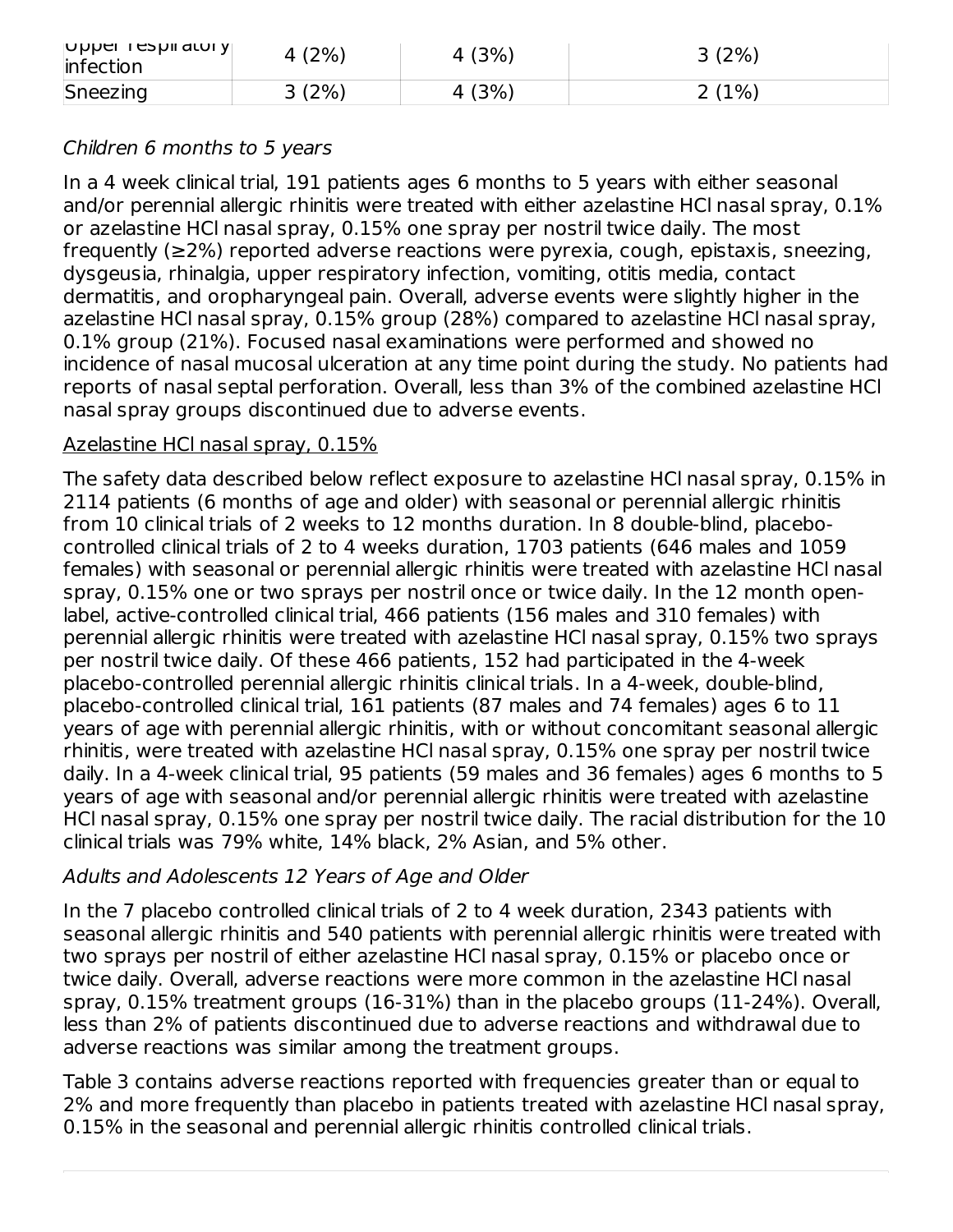| Upper respiratory infection | 4 (2%) | 4 (3%) | 3 (2%) |
|---|---|---|---|
| Sneezing | 3 (2%) | 4 (3%) | 2 (1%) |

*Children 6 months to 5 years*

In a 4 week clinical trial, 191 patients ages 6 months to 5 years with either seasonal and/or perennial allergic rhinitis were treated with either azelastine HCl nasal spray, 0.1% or azelastine HCl nasal spray, 0.15% one spray per nostril twice daily. The most frequently (≥2%) reported adverse reactions were pyrexia, cough, epistaxis, sneezing, dysgeusia, rhinalgia, upper respiratory infection, vomiting, otitis media, contact dermatitis, and oropharyngeal pain. Overall, adverse events were slightly higher in the azelastine HCl nasal spray, 0.15% group (28%) compared to azelastine HCl nasal spray, 0.1% group (21%). Focused nasal examinations were performed and showed no incidence of nasal mucosal ulceration at any time point during the study. No patients had reports of nasal septal perforation. Overall, less than 3% of the combined azelastine HCl nasal spray groups discontinued due to adverse events.

Azelastine HCl nasal spray, 0.15%

The safety data described below reflect exposure to azelastine HCl nasal spray, 0.15% in 2114 patients (6 months of age and older) with seasonal or perennial allergic rhinitis from 10 clinical trials of 2 weeks to 12 months duration. In 8 double-blind, placebo-controlled clinical trials of 2 to 4 weeks duration, 1703 patients (646 males and 1059 females) with seasonal or perennial allergic rhinitis were treated with azelastine HCl nasal spray, 0.15% one or two sprays per nostril once or twice daily. In the 12 month open-label, active-controlled clinical trial, 466 patients (156 males and 310 females) with perennial allergic rhinitis were treated with azelastine HCl nasal spray, 0.15% two sprays per nostril twice daily. Of these 466 patients, 152 had participated in the 4-week placebo-controlled perennial allergic rhinitis clinical trials. In a 4-week, double-blind, placebo-controlled clinical trial, 161 patients (87 males and 74 females) ages 6 to 11 years of age with perennial allergic rhinitis, with or without concomitant seasonal allergic rhinitis, were treated with azelastine HCl nasal spray, 0.15% one spray per nostril twice daily. In a 4-week clinical trial, 95 patients (59 males and 36 females) ages 6 months to 5 years of age with seasonal and/or perennial allergic rhinitis were treated with azelastine HCl nasal spray, 0.15% one spray per nostril twice daily. The racial distribution for the 10 clinical trials was 79% white, 14% black, 2% Asian, and 5% other.

*Adults and Adolescents 12 Years of Age and Older*

In the 7 placebo controlled clinical trials of 2 to 4 week duration, 2343 patients with seasonal allergic rhinitis and 540 patients with perennial allergic rhinitis were treated with two sprays per nostril of either azelastine HCl nasal spray, 0.15% or placebo once or twice daily. Overall, adverse reactions were more common in the azelastine HCl nasal spray, 0.15% treatment groups (16-31%) than in the placebo groups (11-24%). Overall, less than 2% of patients discontinued due to adverse reactions and withdrawal due to adverse reactions was similar among the treatment groups.

Table 3 contains adverse reactions reported with frequencies greater than or equal to 2% and more frequently than placebo in patients treated with azelastine HCl nasal spray, 0.15% in the seasonal and perennial allergic rhinitis controlled clinical trials.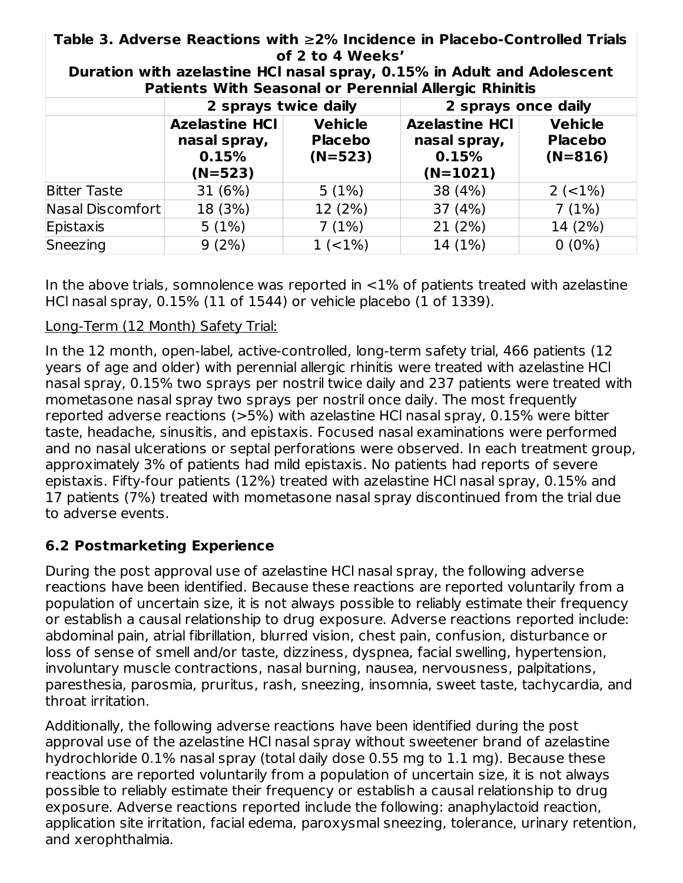**Table 3. Adverse Reactions with ≥2% Incidence in Placebo-Controlled Trials of 2 to 4 Weeks' Duration with azelastine HCl nasal spray, 0.15% in Adult and Adolescent Patients With Seasonal or Perennial Allergic Rhinitis**

| | 2 sprays twice daily | | 2 sprays once daily | |
|---|---|---|---|---|
| | **Azelastine HCl nasal spray, 0.15% (N=523)** | **Vehicle Placebo (N=523)** | **Azelastine HCl nasal spray, 0.15% (N=1021)** | **Vehicle Placebo (N=816)** |
| Bitter Taste | 31 (6%) | 5 (1%) | 38 (4%) | 2 (<1%) |
| Nasal Discomfort | 18 (3%) | 12 (2%) | 37 (4%) | 7 (1%) |
| Epistaxis | 5 (1%) | 7 (1%) | 21 (2%) | 14 (2%) |
| Sneezing | 9 (2%) | 1 (<1%) | 14 (1%) | 0 (0%) |

In the above trials, somnolence was reported in <1% of patients treated with azelastine HCl nasal spray, 0.15% (11 of 1544) or vehicle placebo (1 of 1339).

Long-Term (12 Month) Safety Trial:

In the 12 month, open-label, active-controlled, long-term safety trial, 466 patients (12 years of age and older) with perennial allergic rhinitis were treated with azelastine HCl nasal spray, 0.15% two sprays per nostril twice daily and 237 patients were treated with mometasone nasal spray two sprays per nostril once daily. The most frequently reported adverse reactions (>5%) with azelastine HCl nasal spray, 0.15% were bitter taste, headache, sinusitis, and epistaxis. Focused nasal examinations were performed and no nasal ulcerations or septal perforations were observed. In each treatment group, approximately 3% of patients had mild epistaxis. No patients had reports of severe epistaxis. Fifty-four patients (12%) treated with azelastine HCl nasal spray, 0.15% and 17 patients (7%) treated with mometasone nasal spray discontinued from the trial due to adverse events.

### 6.2 Postmarketing Experience

During the post approval use of azelastine HCl nasal spray, the following adverse reactions have been identified. Because these reactions are reported voluntarily from a population of uncertain size, it is not always possible to reliably estimate their frequency or establish a causal relationship to drug exposure. Adverse reactions reported include: abdominal pain, atrial fibrillation, blurred vision, chest pain, confusion, disturbance or loss of sense of smell and/or taste, dizziness, dyspnea, facial swelling, hypertension, involuntary muscle contractions, nasal burning, nausea, nervousness, palpitations, paresthesia, parosmia, pruritus, rash, sneezing, insomnia, sweet taste, tachycardia, and throat irritation.

Additionally, the following adverse reactions have been identified during the post approval use of the azelastine HCl nasal spray without sweetener brand of azelastine hydrochloride 0.1% nasal spray (total daily dose 0.55 mg to 1.1 mg). Because these reactions are reported voluntarily from a population of uncertain size, it is not always possible to reliably estimate their frequency or establish a causal relationship to drug exposure. Adverse reactions reported include the following: anaphylactoid reaction, application site irritation, facial edema, paroxysmal sneezing, tolerance, urinary retention, and xerophthalmia.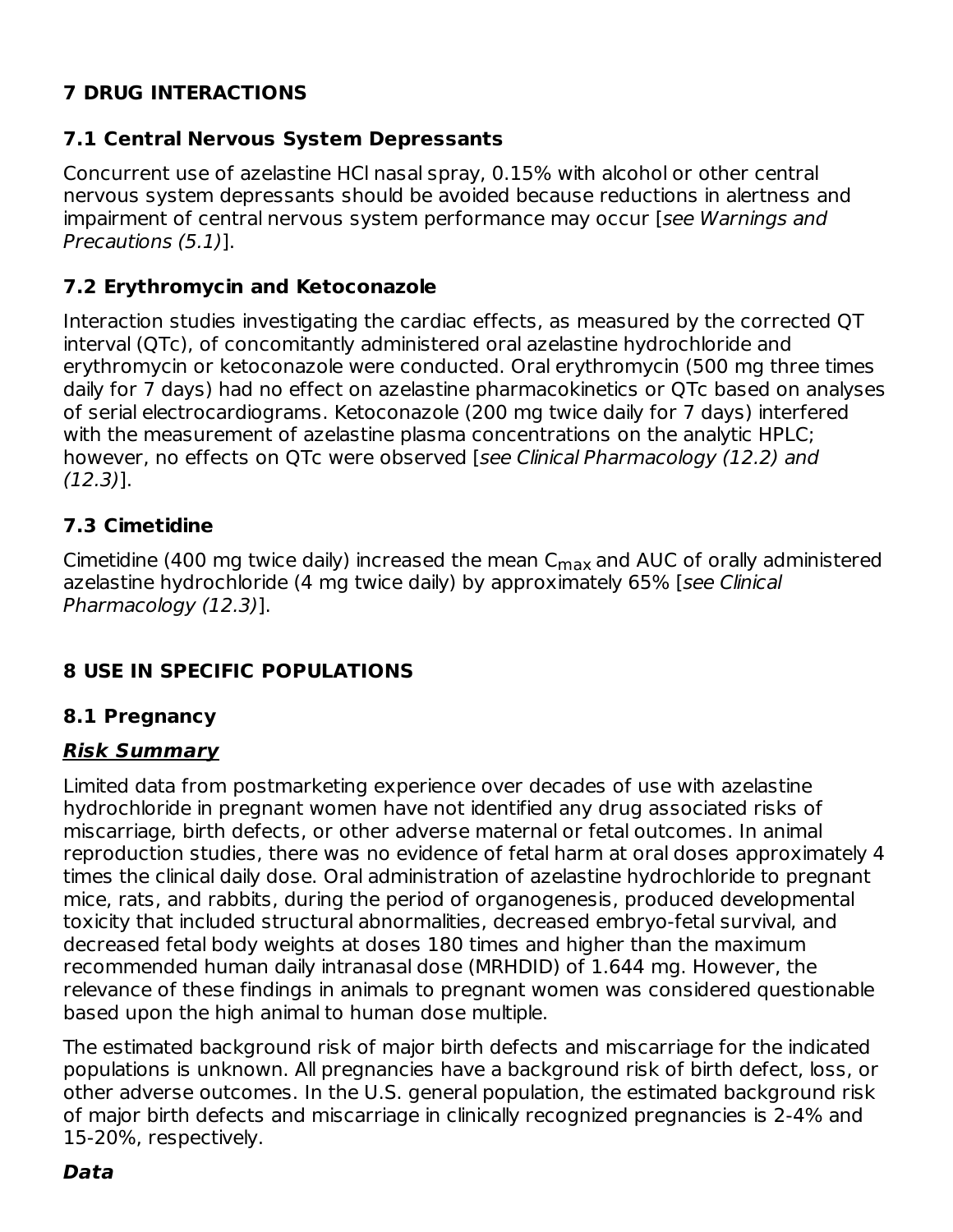## 7 DRUG INTERACTIONS

### 7.1 Central Nervous System Depressants

Concurrent use of azelastine HCl nasal spray, 0.15% with alcohol or other central nervous system depressants should be avoided because reductions in alertness and impairment of central nervous system performance may occur [*see Warnings and Precautions (5.1)*].

### 7.2 Erythromycin and Ketoconazole

Interaction studies investigating the cardiac effects, as measured by the corrected QT interval (QTc), of concomitantly administered oral azelastine hydrochloride and erythromycin or ketoconazole were conducted. Oral erythromycin (500 mg three times daily for 7 days) had no effect on azelastine pharmacokinetics or QTc based on analyses of serial electrocardiograms. Ketoconazole (200 mg twice daily for 7 days) interfered with the measurement of azelastine plasma concentrations on the analytic HPLC; however, no effects on QTc were observed [*see Clinical Pharmacology (12.2) and (12.3)*].

### 7.3 Cimetidine

Cimetidine (400 mg twice daily) increased the mean $C_{max}$ and AUC of orally administered azelastine hydrochloride (4 mg twice daily) by approximately 65% [*see Clinical Pharmacology (12.3)*].

## 8 USE IN SPECIFIC POPULATIONS

### 8.1 Pregnancy

***Risk Summary***

Limited data from postmarketing experience over decades of use with azelastine hydrochloride in pregnant women have not identified any drug associated risks of miscarriage, birth defects, or other adverse maternal or fetal outcomes. In animal reproduction studies, there was no evidence of fetal harm at oral doses approximately 4 times the clinical daily dose. Oral administration of azelastine hydrochloride to pregnant mice, rats, and rabbits, during the period of organogenesis, produced developmental toxicity that included structural abnormalities, decreased embryo-fetal survival, and decreased fetal body weights at doses 180 times and higher than the maximum recommended human daily intranasal dose (MRHDID) of 1.644 mg. However, the relevance of these findings in animals to pregnant women was considered questionable based upon the high animal to human dose multiple.

The estimated background risk of major birth defects and miscarriage for the indicated populations is unknown. All pregnancies have a background risk of birth defect, loss, or other adverse outcomes. In the U.S. general population, the estimated background risk of major birth defects and miscarriage in clinically recognized pregnancies is 2-4% and 15-20%, respectively.

***Data***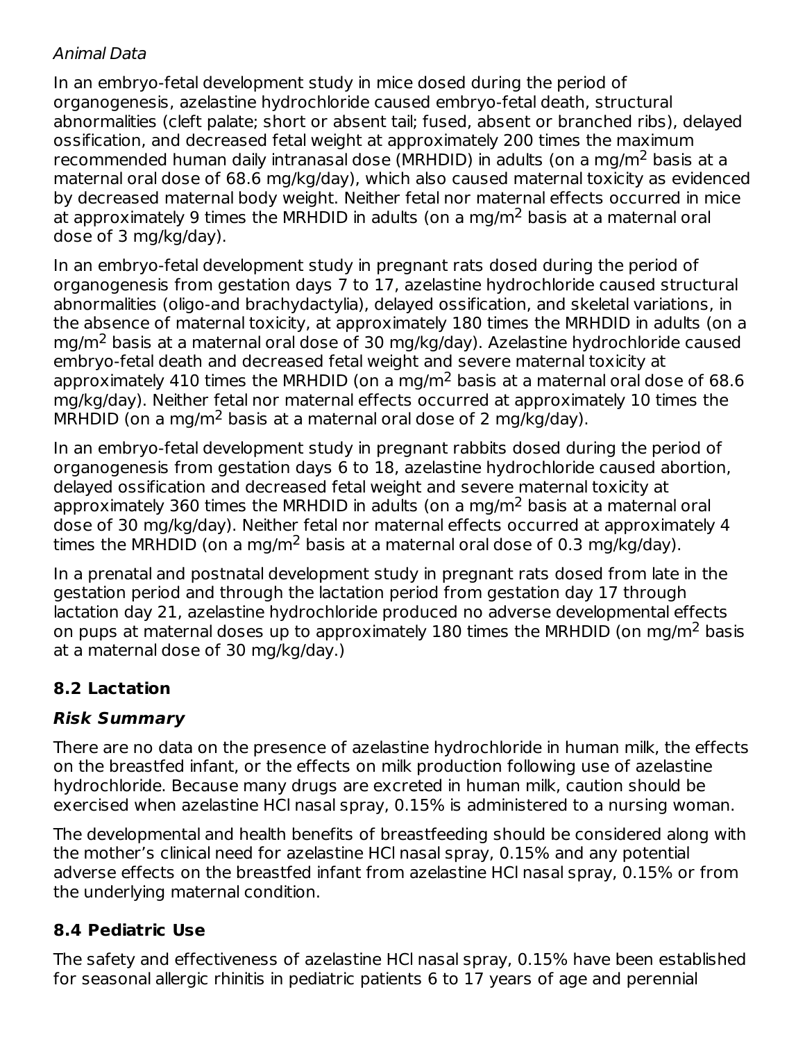*Animal Data*

In an embryo-fetal development study in mice dosed during the period of organogenesis, azelastine hydrochloride caused embryo-fetal death, structural abnormalities (cleft palate; short or absent tail; fused, absent or branched ribs), delayed ossification, and decreased fetal weight at approximately 200 times the maximum recommended human daily intranasal dose (MRHDID) in adults (on a $mg/m^2$ basis at a maternal oral dose of 68.6 mg/kg/day), which also caused maternal toxicity as evidenced by decreased maternal body weight. Neither fetal nor maternal effects occurred in mice at approximately 9 times the MRHDID in adults (on a $mg/m^2$ basis at a maternal oral dose of 3 mg/kg/day).

In an embryo-fetal development study in pregnant rats dosed during the period of organogenesis from gestation days 7 to 17, azelastine hydrochloride caused structural abnormalities (oligo-and brachydactylia), delayed ossification, and skeletal variations, in the absence of maternal toxicity, at approximately 180 times the MRHDID in adults (on a $mg/m^2$ basis at a maternal oral dose of 30 mg/kg/day). Azelastine hydrochloride caused embryo-fetal death and decreased fetal weight and severe maternal toxicity at approximately 410 times the MRHDID (on a $mg/m^2$ basis at a maternal oral dose of 68.6 mg/kg/day). Neither fetal nor maternal effects occurred at approximately 10 times the MRHDID (on a $mg/m^2$ basis at a maternal oral dose of 2 mg/kg/day).

In an embryo-fetal development study in pregnant rabbits dosed during the period of organogenesis from gestation days 6 to 18, azelastine hydrochloride caused abortion, delayed ossification and decreased fetal weight and severe maternal toxicity at approximately 360 times the MRHDID in adults (on a $mg/m^2$ basis at a maternal oral dose of 30 mg/kg/day). Neither fetal nor maternal effects occurred at approximately 4 times the MRHDID (on a $mg/m^2$ basis at a maternal oral dose of 0.3 mg/kg/day).

In a prenatal and postnatal development study in pregnant rats dosed from late in the gestation period and through the lactation period from gestation day 17 through lactation day 21, azelastine hydrochloride produced no adverse developmental effects on pups at maternal doses up to approximately 180 times the MRHDID (on $mg/m^2$ basis at a maternal dose of 30 mg/kg/day.)

## 8.2 Lactation

### *Risk Summary*

There are no data on the presence of azelastine hydrochloride in human milk, the effects on the breastfed infant, or the effects on milk production following use of azelastine hydrochloride. Because many drugs are excreted in human milk, caution should be exercised when azelastine HCl nasal spray, 0.15% is administered to a nursing woman.

The developmental and health benefits of breastfeeding should be considered along with the mother's clinical need for azelastine HCl nasal spray, 0.15% and any potential adverse effects on the breastfed infant from azelastine HCl nasal spray, 0.15% or from the underlying maternal condition.

## 8.4 Pediatric Use

The safety and effectiveness of azelastine HCl nasal spray, 0.15% have been established for seasonal allergic rhinitis in pediatric patients 6 to 17 years of age and perennial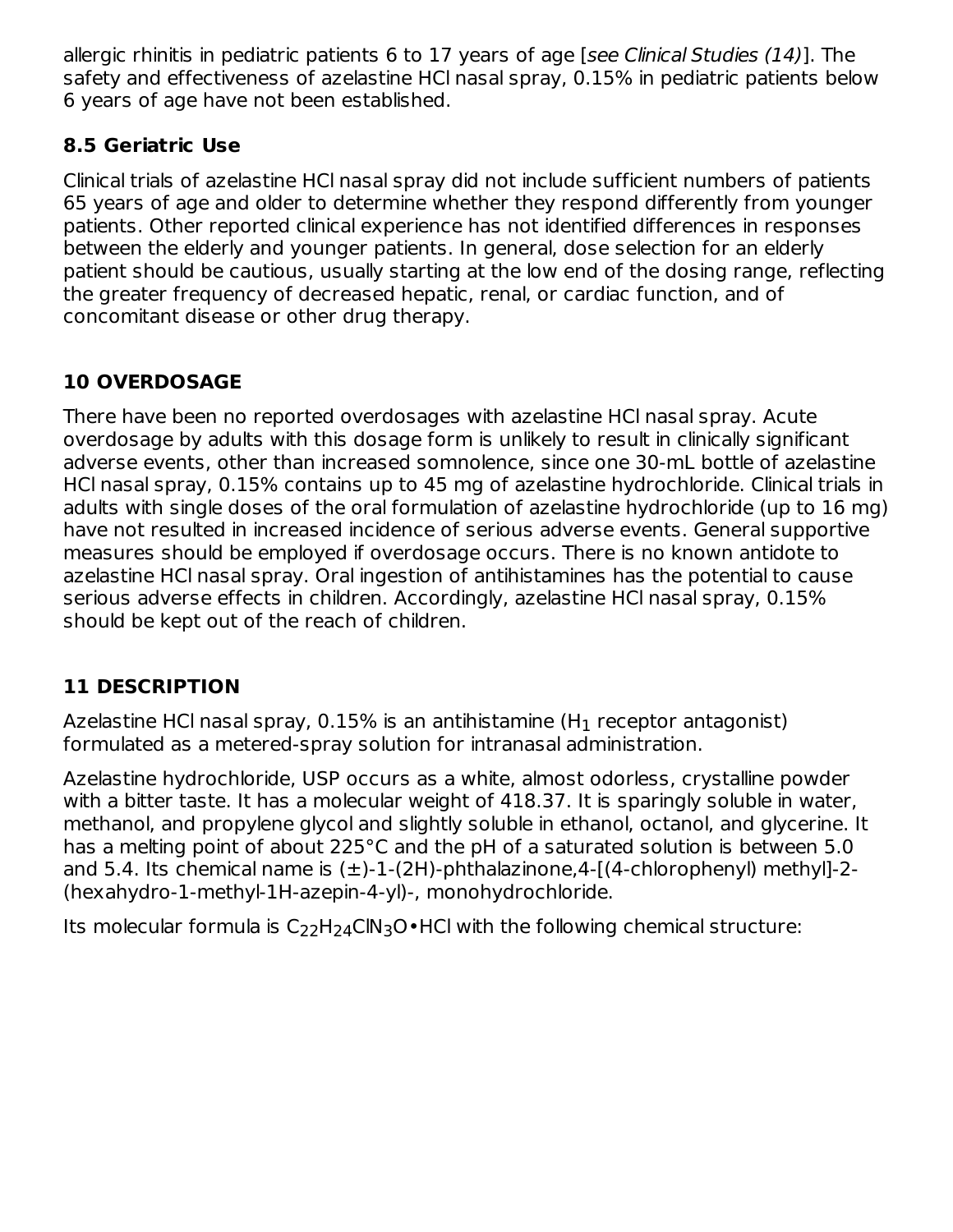allergic rhinitis in pediatric patients 6 to 17 years of age [*see Clinical Studies (14)*]. The safety and effectiveness of azelastine HCl nasal spray, 0.15% in pediatric patients below 6 years of age have not been established.

### 8.5 Geriatric Use

Clinical trials of azelastine HCl nasal spray did not include sufficient numbers of patients 65 years of age and older to determine whether they respond differently from younger patients. Other reported clinical experience has not identified differences in responses between the elderly and younger patients. In general, dose selection for an elderly patient should be cautious, usually starting at the low end of the dosing range, reflecting the greater frequency of decreased hepatic, renal, or cardiac function, and of concomitant disease or other drug therapy.

## 10 OVERDOSAGE

There have been no reported overdosages with azelastine HCl nasal spray. Acute overdosage by adults with this dosage form is unlikely to result in clinically significant adverse events, other than increased somnolence, since one 30-mL bottle of azelastine HCl nasal spray, 0.15% contains up to 45 mg of azelastine hydrochloride. Clinical trials in adults with single doses of the oral formulation of azelastine hydrochloride (up to 16 mg) have not resulted in increased incidence of serious adverse events. General supportive measures should be employed if overdosage occurs. There is no known antidote to azelastine HCl nasal spray. Oral ingestion of antihistamines has the potential to cause serious adverse effects in children. Accordingly, azelastine HCl nasal spray, 0.15% should be kept out of the reach of children.

## 11 DESCRIPTION

Azelastine HCl nasal spray, 0.15% is an antihistamine ($H_1$ receptor antagonist) formulated as a metered-spray solution for intranasal administration.

Azelastine hydrochloride, USP occurs as a white, almost odorless, crystalline powder with a bitter taste. It has a molecular weight of 418.37. It is sparingly soluble in water, methanol, and propylene glycol and slightly soluble in ethanol, octanol, and glycerine. It has a melting point of about 225°C and the pH of a saturated solution is between 5.0 and 5.4. Its chemical name is (±)-1-(2H)-phthalazinone,4-[(4-chlorophenyl) methyl]-2-(hexahydro-1-methyl-1H-azepin-4-yl)-, monohydrochloride.

Its molecular formula is $C_{22}H_{24}ClN_3O$•HCl with the following chemical structure: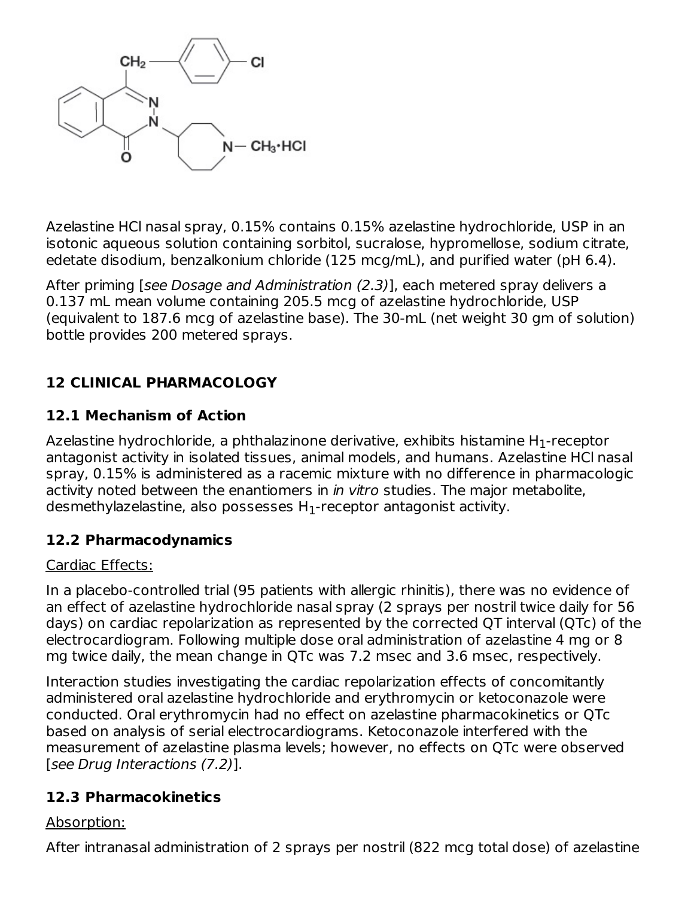Azelastine HCl nasal spray, 0.15% contains 0.15% azelastine hydrochloride, USP in an isotonic aqueous solution containing sorbitol, sucralose, hypromellose, sodium citrate, edetate disodium, benzalkonium chloride (125 mcg/mL), and purified water (pH 6.4).

After priming [*see Dosage and Administration (2.3)*], each metered spray delivers a 0.137 mL mean volume containing 205.5 mcg of azelastine hydrochloride, USP (equivalent to 187.6 mcg of azelastine base). The 30-mL (net weight 30 gm of solution) bottle provides 200 metered sprays.

## 12 CLINICAL PHARMACOLOGY

### 12.1 Mechanism of Action

Azelastine hydrochloride, a phthalazinone derivative, exhibits histamine $H_1$-receptor antagonist activity in isolated tissues, animal models, and humans. Azelastine HCl nasal spray, 0.15% is administered as a racemic mixture with no difference in pharmacologic activity noted between the enantiomers in *in vitro* studies. The major metabolite, desmethylazelastine, also possesses $H_1$-receptor antagonist activity.

### 12.2 Pharmacodynamics

Cardiac Effects:

In a placebo-controlled trial (95 patients with allergic rhinitis), there was no evidence of an effect of azelastine hydrochloride nasal spray (2 sprays per nostril twice daily for 56 days) on cardiac repolarization as represented by the corrected QT interval (QTc) of the electrocardiogram. Following multiple dose oral administration of azelastine 4 mg or 8 mg twice daily, the mean change in QTc was 7.2 msec and 3.6 msec, respectively.

Interaction studies investigating the cardiac repolarization effects of concomitantly administered oral azelastine hydrochloride and erythromycin or ketoconazole were conducted. Oral erythromycin had no effect on azelastine pharmacokinetics or QTc based on analysis of serial electrocardiograms. Ketoconazole interfered with the measurement of azelastine plasma levels; however, no effects on QTc were observed [*see Drug Interactions (7.2)*].

### 12.3 Pharmacokinetics

Absorption:

After intranasal administration of 2 sprays per nostril (822 mcg total dose) of azelastine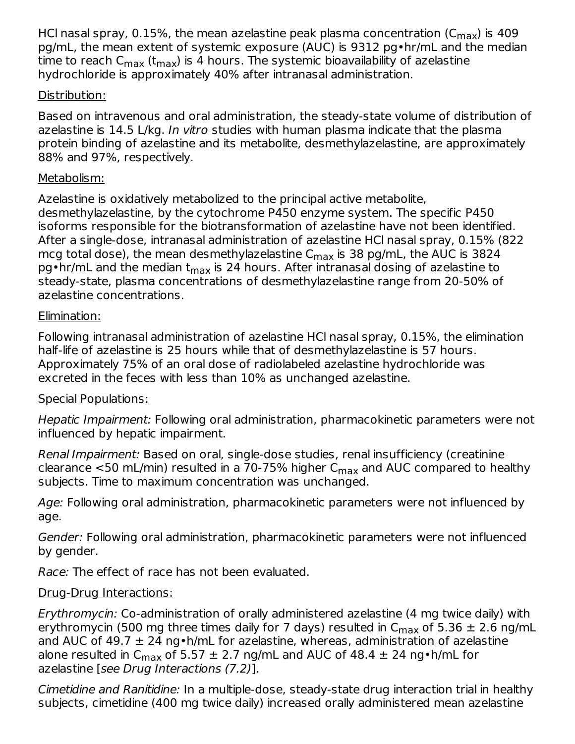HCl nasal spray, 0.15%, the mean azelastine peak plasma concentration ($C_{max}$) is 409 pg/mL, the mean extent of systemic exposure (AUC) is 9312 pg•hr/mL and the median time to reach $C_{max}$ ($t_{max}$) is 4 hours. The systemic bioavailability of azelastine hydrochloride is approximately 40% after intranasal administration.

Distribution:

Based on intravenous and oral administration, the steady-state volume of distribution of azelastine is 14.5 L/kg. *In vitro* studies with human plasma indicate that the plasma protein binding of azelastine and its metabolite, desmethylazelastine, are approximately 88% and 97%, respectively.

Metabolism:

Azelastine is oxidatively metabolized to the principal active metabolite, desmethylazelastine, by the cytochrome P450 enzyme system. The specific P450 isoforms responsible for the biotransformation of azelastine have not been identified. After a single-dose, intranasal administration of azelastine HCl nasal spray, 0.15% (822 mcg total dose), the mean desmethylazelastine $C_{max}$ is 38 pg/mL, the AUC is 3824 pg•hr/mL and the median $t_{max}$ is 24 hours. After intranasal dosing of azelastine to steady-state, plasma concentrations of desmethylazelastine range from 20-50% of azelastine concentrations.

Elimination:

Following intranasal administration of azelastine HCl nasal spray, 0.15%, the elimination half-life of azelastine is 25 hours while that of desmethylazelastine is 57 hours. Approximately 75% of an oral dose of radiolabeled azelastine hydrochloride was excreted in the feces with less than 10% as unchanged azelastine.

Special Populations:

*Hepatic Impairment:* Following oral administration, pharmacokinetic parameters were not influenced by hepatic impairment.

*Renal Impairment:* Based on oral, single-dose studies, renal insufficiency (creatinine clearance <50 mL/min) resulted in a 70-75% higher $C_{max}$ and AUC compared to healthy subjects. Time to maximum concentration was unchanged.

*Age:* Following oral administration, pharmacokinetic parameters were not influenced by age.

*Gender:* Following oral administration, pharmacokinetic parameters were not influenced by gender.

*Race:* The effect of race has not been evaluated.

Drug-Drug Interactions:

*Erythromycin:* Co-administration of orally administered azelastine (4 mg twice daily) with erythromycin (500 mg three times daily for 7 days) resulted in $C_{max}$ of 5.36 ± 2.6 ng/mL and AUC of 49.7 ± 24 ng•h/mL for azelastine, whereas, administration of azelastine alone resulted in $C_{max}$ of 5.57 ± 2.7 ng/mL and AUC of 48.4 ± 24 ng•h/mL for azelastine [*see Drug Interactions (7.2)*].

*Cimetidine and Ranitidine:* In a multiple-dose, steady-state drug interaction trial in healthy subjects, cimetidine (400 mg twice daily) increased orally administered mean azelastine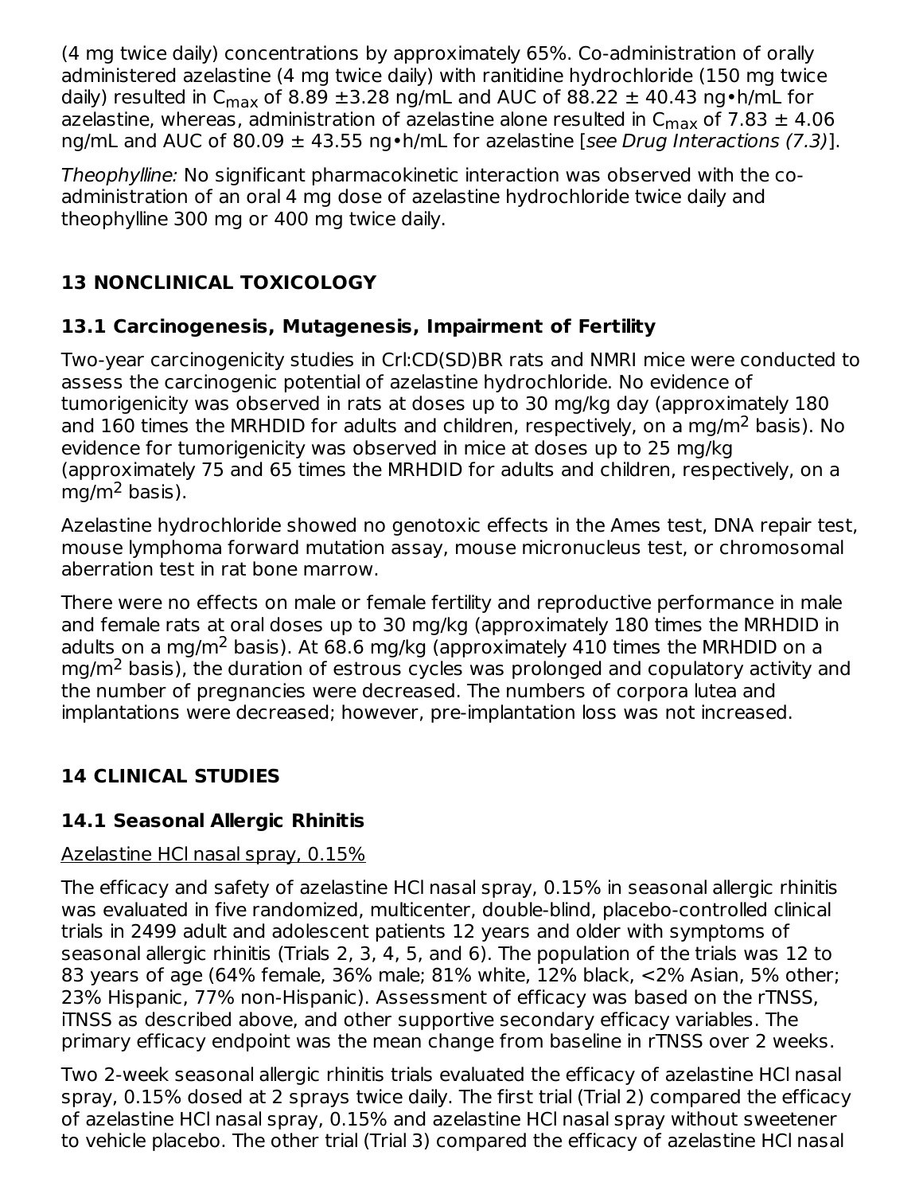(4 mg twice daily) concentrations by approximately 65%. Co-administration of orally administered azelastine (4 mg twice daily) with ranitidine hydrochloride (150 mg twice daily) resulted in $C_{max}$ of 8.89 ±3.28 ng/mL and AUC of 88.22 ± 40.43 ng•h/mL for azelastine, whereas, administration of azelastine alone resulted in $C_{max}$ of 7.83 ± 4.06 ng/mL and AUC of 80.09 ± 43.55 ng•h/mL for azelastine [*see Drug Interactions (7.3)*].

*Theophylline:* No significant pharmacokinetic interaction was observed with the co-administration of an oral 4 mg dose of azelastine hydrochloride twice daily and theophylline 300 mg or 400 mg twice daily.

## 13 NONCLINICAL TOXICOLOGY

### 13.1 Carcinogenesis, Mutagenesis, Impairment of Fertility

Two-year carcinogenicity studies in Crl:CD(SD)BR rats and NMRI mice were conducted to assess the carcinogenic potential of azelastine hydrochloride. No evidence of tumorigenicity was observed in rats at doses up to 30 mg/kg day (approximately 180 and 160 times the MRHDID for adults and children, respectively, on a mg/m$^2$ basis). No evidence for tumorigenicity was observed in mice at doses up to 25 mg/kg (approximately 75 and 65 times the MRHDID for adults and children, respectively, on a mg/m$^2$ basis).

Azelastine hydrochloride showed no genotoxic effects in the Ames test, DNA repair test, mouse lymphoma forward mutation assay, mouse micronucleus test, or chromosomal aberration test in rat bone marrow.

There were no effects on male or female fertility and reproductive performance in male and female rats at oral doses up to 30 mg/kg (approximately 180 times the MRHDID in adults on a mg/m$^2$ basis). At 68.6 mg/kg (approximately 410 times the MRHDID on a mg/m$^2$ basis), the duration of estrous cycles was prolonged and copulatory activity and the number of pregnancies were decreased. The numbers of corpora lutea and implantations were decreased; however, pre-implantation loss was not increased.

## 14 CLINICAL STUDIES

### 14.1 Seasonal Allergic Rhinitis

Azelastine HCl nasal spray, 0.15%

The efficacy and safety of azelastine HCl nasal spray, 0.15% in seasonal allergic rhinitis was evaluated in five randomized, multicenter, double-blind, placebo-controlled clinical trials in 2499 adult and adolescent patients 12 years and older with symptoms of seasonal allergic rhinitis (Trials 2, 3, 4, 5, and 6). The population of the trials was 12 to 83 years of age (64% female, 36% male; 81% white, 12% black, <2% Asian, 5% other; 23% Hispanic, 77% non-Hispanic). Assessment of efficacy was based on the rTNSS, iTNSS as described above, and other supportive secondary efficacy variables. The primary efficacy endpoint was the mean change from baseline in rTNSS over 2 weeks.

Two 2-week seasonal allergic rhinitis trials evaluated the efficacy of azelastine HCl nasal spray, 0.15% dosed at 2 sprays twice daily. The first trial (Trial 2) compared the efficacy of azelastine HCl nasal spray, 0.15% and azelastine HCl nasal spray without sweetener to vehicle placebo. The other trial (Trial 3) compared the efficacy of azelastine HCl nasal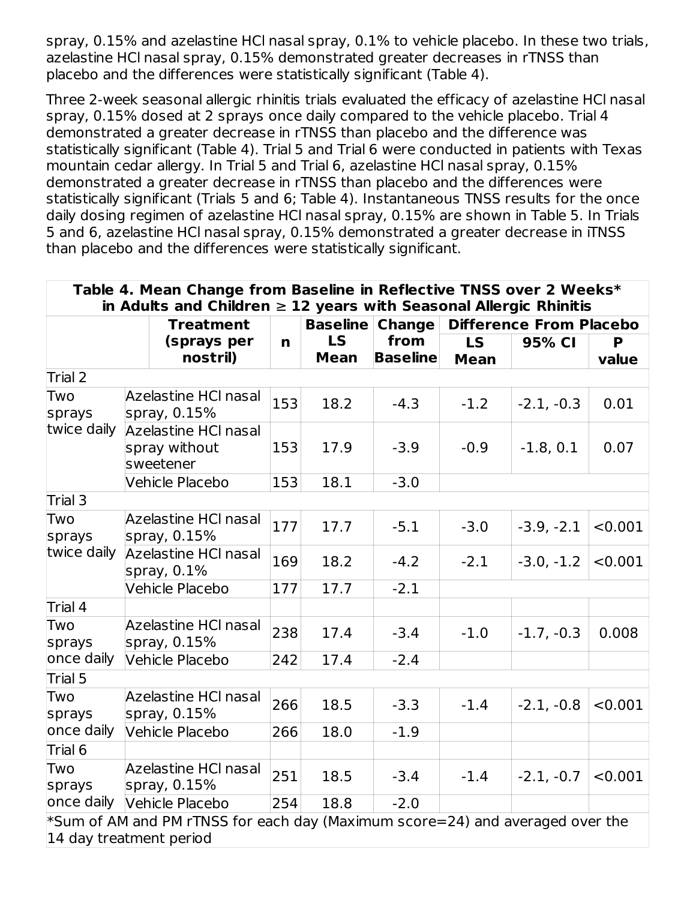spray, 0.15% and azelastine HCl nasal spray, 0.1% to vehicle placebo. In these two trials, azelastine HCl nasal spray, 0.15% demonstrated greater decreases in rTNSS than placebo and the differences were statistically significant (Table 4).

Three 2-week seasonal allergic rhinitis trials evaluated the efficacy of azelastine HCl nasal spray, 0.15% dosed at 2 sprays once daily compared to the vehicle placebo. Trial 4 demonstrated a greater decrease in rTNSS than placebo and the difference was statistically significant (Table 4). Trial 5 and Trial 6 were conducted in patients with Texas mountain cedar allergy. In Trial 5 and Trial 6, azelastine HCl nasal spray, 0.15% demonstrated a greater decrease in rTNSS than placebo and the differences were statistically significant (Trials 5 and 6; Table 4). Instantaneous TNSS results for the once daily dosing regimen of azelastine HCl nasal spray, 0.15% are shown in Table 5. In Trials 5 and 6, azelastine HCl nasal spray, 0.15% demonstrated a greater decrease in iTNSS than placebo and the differences were statistically significant.

**Table 4. Mean Change from Baseline in Reflective TNSS over 2 Weeks* in Adults and Children ≥ 12 years with Seasonal Allergic Rhinitis**

| | Treatment (sprays per nostril) | n | Baseline LS Mean | Change from Baseline | Difference From Placebo | | |
|---|---|---|---|---|---|---|---|
| | | | | | LS Mean | 95% CI | P value |
| Trial 2 | | | | | | | |
| Two sprays twice daily | Azelastine HCl nasal spray, 0.15% | 153 | 18.2 | -4.3 | -1.2 | -2.1, -0.3 | 0.01 |
| | Azelastine HCl nasal spray without sweetener | 153 | 17.9 | -3.9 | -0.9 | -1.8, 0.1 | 0.07 |
| | Vehicle Placebo | 153 | 18.1 | -3.0 | | | |
| Trial 3 | | | | | | | |
| Two sprays twice daily | Azelastine HCl nasal spray, 0.15% | 177 | 17.7 | -5.1 | -3.0 | -3.9, -2.1 | <0.001 |
| | Azelastine HCl nasal spray, 0.1% | 169 | 18.2 | -4.2 | -2.1 | -3.0, -1.2 | <0.001 |
| | Vehicle Placebo | 177 | 17.7 | -2.1 | | | |
| Trial 4 | | | | | | | |
| Two sprays once daily | Azelastine HCl nasal spray, 0.15% | 238 | 17.4 | -3.4 | -1.0 | -1.7, -0.3 | 0.008 |
| | Vehicle Placebo | 242 | 17.4 | -2.4 | | | |
| Trial 5 | | | | | | | |
| Two sprays once daily | Azelastine HCl nasal spray, 0.15% | 266 | 18.5 | -3.3 | -1.4 | -2.1, -0.8 | <0.001 |
| | Vehicle Placebo | 266 | 18.0 | -1.9 | | | |
| Trial 6 | | | | | | | |
| Two sprays once daily | Azelastine HCl nasal spray, 0.15% | 251 | 18.5 | -3.4 | -1.4 | -2.1, -0.7 | <0.001 |
| | Vehicle Placebo | 254 | 18.8 | -2.0 | | | |

*Sum of AM and PM rTNSS for each day (Maximum score=24) and averaged over the 14 day treatment period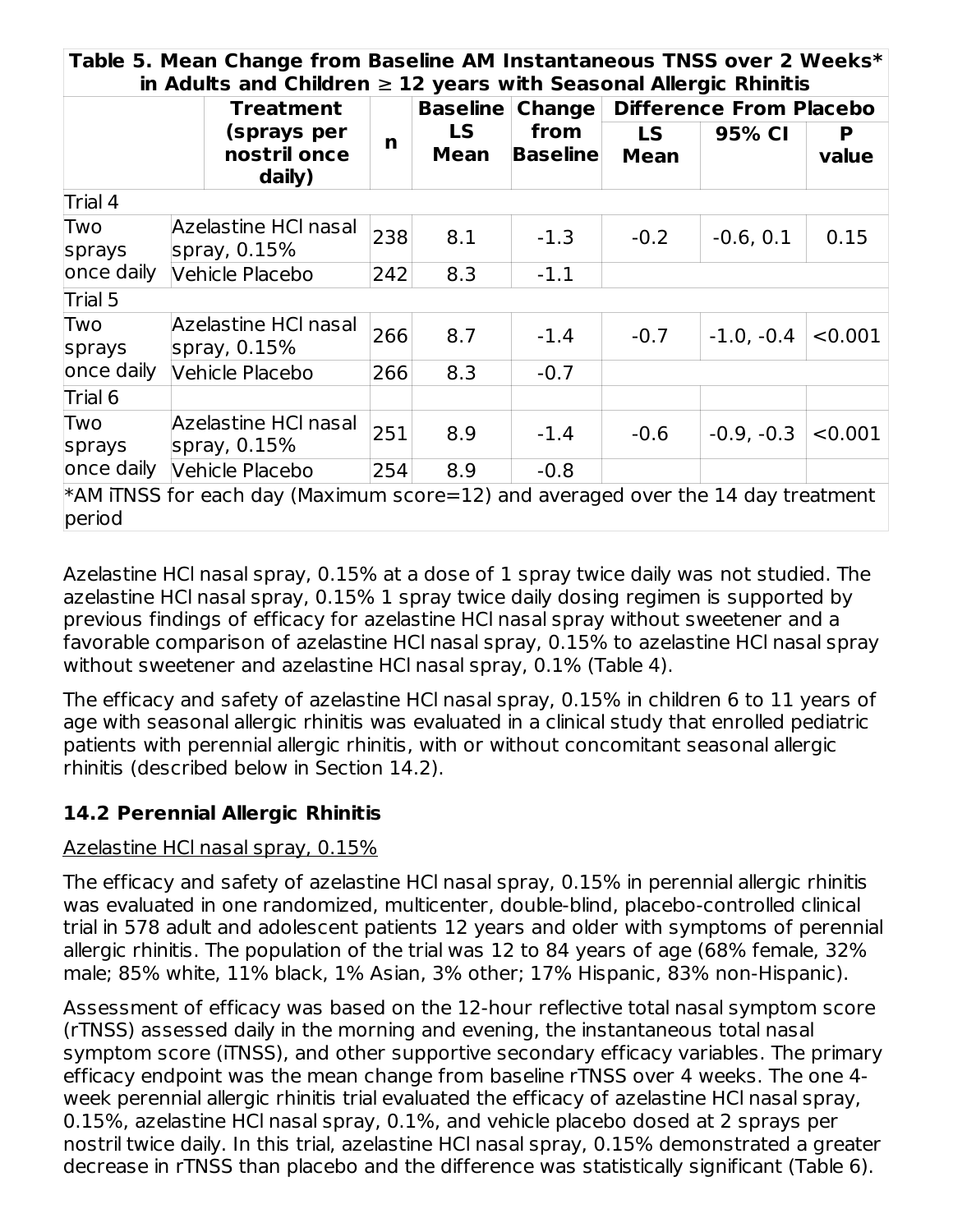| Table 5. Mean Change from Baseline AM Instantaneous TNSS over 2 Weeks* in Adults and Children ≥ 12 years with Seasonal Allergic Rhinitis | | | | | | | |
|---|---|---|---|---|---|---|---|
| | Treatment (sprays per nostril once daily) | n | Baseline LS Mean | Change from Baseline | Difference From Placebo | | |
| | | | | | LS Mean | 95% CI | P value |
| Trial 4 | | | | | | | |
| Two sprays once daily | Azelastine HCl nasal spray, 0.15% | 238 | 8.1 | -1.3 | -0.2 | -0.6, 0.1 | 0.15 |
| | Vehicle Placebo | 242 | 8.3 | -1.1 | | | |
| Trial 5 | | | | | | | |
| Two sprays once daily | Azelastine HCl nasal spray, 0.15% | 266 | 8.7 | -1.4 | -0.7 | -1.0, -0.4 | <0.001 |
| | Vehicle Placebo | 266 | 8.3 | -0.7 | | | |
| Trial 6 | | | | | | | |
| Two sprays once daily | Azelastine HCl nasal spray, 0.15% | 251 | 8.9 | -1.4 | -0.6 | -0.9, -0.3 | <0.001 |
| | Vehicle Placebo | 254 | 8.9 | -0.8 | | | |

*AM iTNSS for each day (Maximum score=12) and averaged over the 14 day treatment period

Azelastine HCl nasal spray, 0.15% at a dose of 1 spray twice daily was not studied. The azelastine HCl nasal spray, 0.15% 1 spray twice daily dosing regimen is supported by previous findings of efficacy for azelastine HCl nasal spray without sweetener and a favorable comparison of azelastine HCl nasal spray, 0.15% to azelastine HCl nasal spray without sweetener and azelastine HCl nasal spray, 0.1% (Table 4).

The efficacy and safety of azelastine HCl nasal spray, 0.15% in children 6 to 11 years of age with seasonal allergic rhinitis was evaluated in a clinical study that enrolled pediatric patients with perennial allergic rhinitis, with or without concomitant seasonal allergic rhinitis (described below in Section 14.2).

## 14.2 Perennial Allergic Rhinitis

Azelastine HCl nasal spray, 0.15%

The efficacy and safety of azelastine HCl nasal spray, 0.15% in perennial allergic rhinitis was evaluated in one randomized, multicenter, double-blind, placebo-controlled clinical trial in 578 adult and adolescent patients 12 years and older with symptoms of perennial allergic rhinitis. The population of the trial was 12 to 84 years of age (68% female, 32% male; 85% white, 11% black, 1% Asian, 3% other; 17% Hispanic, 83% non-Hispanic).

Assessment of efficacy was based on the 12-hour reflective total nasal symptom score (rTNSS) assessed daily in the morning and evening, the instantaneous total nasal symptom score (iTNSS), and other supportive secondary efficacy variables. The primary efficacy endpoint was the mean change from baseline rTNSS over 4 weeks. The one 4-week perennial allergic rhinitis trial evaluated the efficacy of azelastine HCl nasal spray, 0.15%, azelastine HCl nasal spray, 0.1%, and vehicle placebo dosed at 2 sprays per nostril twice daily. In this trial, azelastine HCl nasal spray, 0.15% demonstrated a greater decrease in rTNSS than placebo and the difference was statistically significant (Table 6).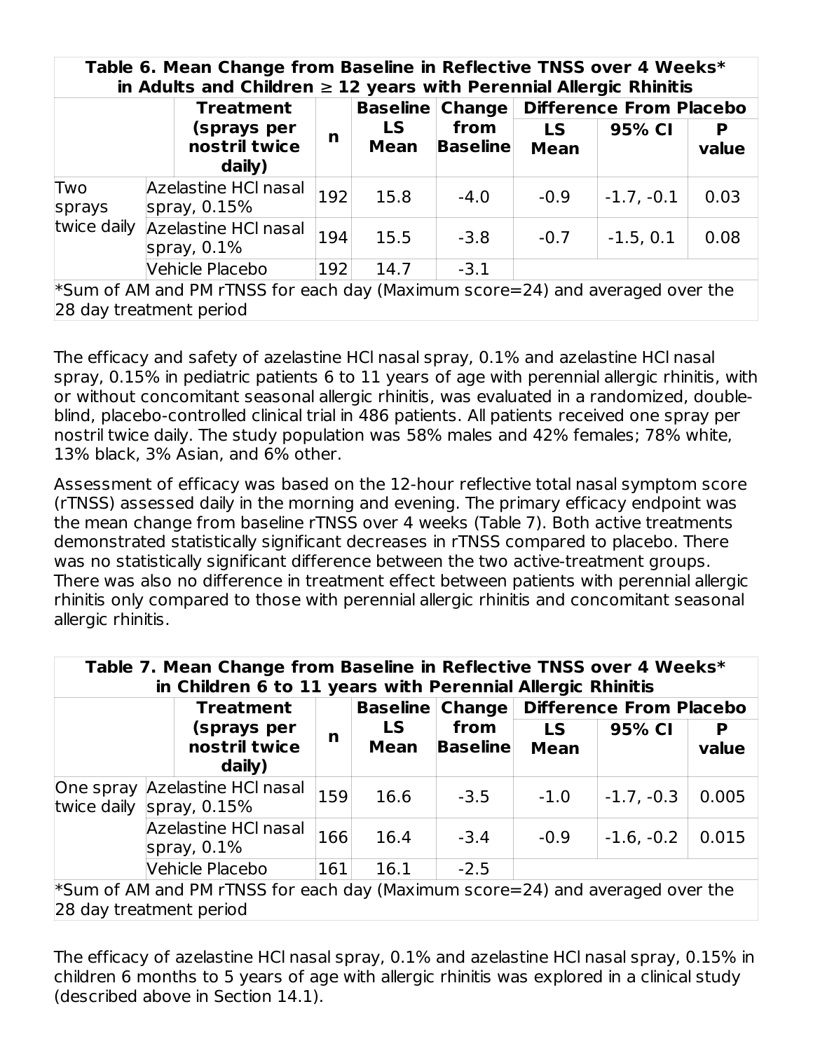| Table 6. Mean Change from Baseline in Reflective TNSS over 4 Weeks* in Adults and Children ≥ 12 years with Perennial Allergic Rhinitis | | | | | | | |
|---|---|---|---|---|---|---|---|
| | Treatment (sprays per nostril twice daily) | n | Baseline LS Mean | Change from Baseline | Difference From Placebo | | |
| | | | | | LS Mean | 95% CI | P value |
| Two sprays twice daily | Azelastine HCl nasal spray, 0.15% | 192 | 15.8 | -4.0 | -0.9 | -1.7, -0.1 | 0.03 |
| | Azelastine HCl nasal spray, 0.1% | 194 | 15.5 | -3.8 | -0.7 | -1.5, 0.1 | 0.08 |
| | Vehicle Placebo | 192 | 14.7 | -3.1 | | | |
| *Sum of AM and PM rTNSS for each day (Maximum score=24) and averaged over the 28 day treatment period | | | | | | | |

The efficacy and safety of azelastine HCl nasal spray, 0.1% and azelastine HCl nasal spray, 0.15% in pediatric patients 6 to 11 years of age with perennial allergic rhinitis, with or without concomitant seasonal allergic rhinitis, was evaluated in a randomized, double-blind, placebo-controlled clinical trial in 486 patients. All patients received one spray per nostril twice daily. The study population was 58% males and 42% females; 78% white, 13% black, 3% Asian, and 6% other.

Assessment of efficacy was based on the 12-hour reflective total nasal symptom score (rTNSS) assessed daily in the morning and evening. The primary efficacy endpoint was the mean change from baseline rTNSS over 4 weeks (Table 7). Both active treatments demonstrated statistically significant decreases in rTNSS compared to placebo. There was no statistically significant difference between the two active-treatment groups. There was also no difference in treatment effect between patients with perennial allergic rhinitis only compared to those with perennial allergic rhinitis and concomitant seasonal allergic rhinitis.

| Table 7. Mean Change from Baseline in Reflective TNSS over 4 Weeks* in Children 6 to 11 years with Perennial Allergic Rhinitis | | | | | | | |
|---|---|---|---|---|---|---|---|
| | Treatment (sprays per nostril twice daily) | n | Baseline LS Mean | Change from Baseline | Difference From Placebo | | |
| | | | | | LS Mean | 95% CI | P value |
| One spray twice daily | Azelastine HCl nasal spray, 0.15% | 159 | 16.6 | -3.5 | -1.0 | -1.7, -0.3 | 0.005 |
| | Azelastine HCl nasal spray, 0.1% | 166 | 16.4 | -3.4 | -0.9 | -1.6, -0.2 | 0.015 |
| | Vehicle Placebo | 161 | 16.1 | -2.5 | | | |
| *Sum of AM and PM rTNSS for each day (Maximum score=24) and averaged over the 28 day treatment period | | | | | | | |

The efficacy of azelastine HCl nasal spray, 0.1% and azelastine HCl nasal spray, 0.15% in children 6 months to 5 years of age with allergic rhinitis was explored in a clinical study (described above in Section 14.1).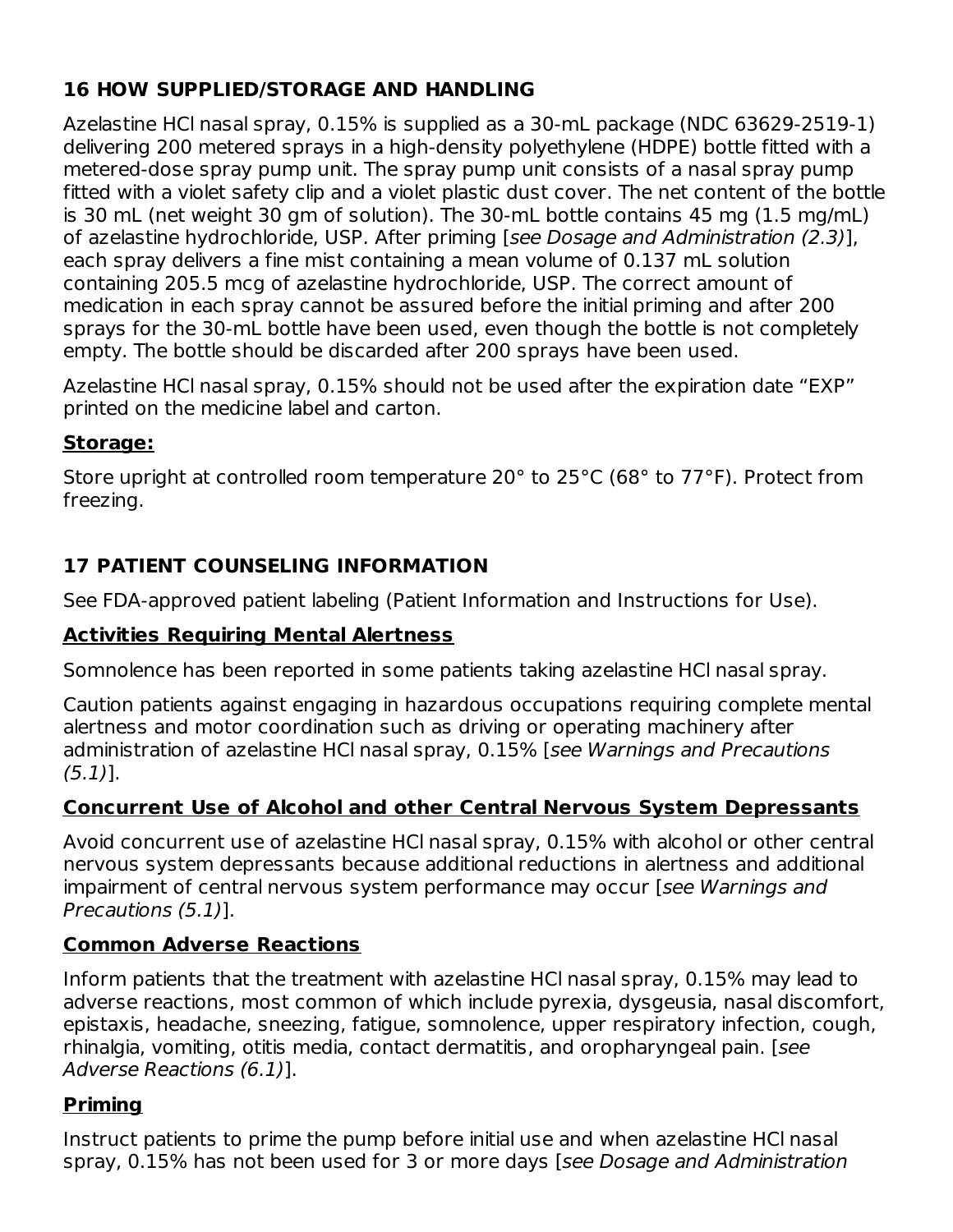## 16 HOW SUPPLIED/STORAGE AND HANDLING

Azelastine HCl nasal spray, 0.15% is supplied as a 30-mL package (NDC 63629-2519-1) delivering 200 metered sprays in a high-density polyethylene (HDPE) bottle fitted with a metered-dose spray pump unit. The spray pump unit consists of a nasal spray pump fitted with a violet safety clip and a violet plastic dust cover. The net content of the bottle is 30 mL (net weight 30 gm of solution). The 30-mL bottle contains 45 mg (1.5 mg/mL) of azelastine hydrochloride, USP. After priming [*see Dosage and Administration (2.3)*], each spray delivers a fine mist containing a mean volume of 0.137 mL solution containing 205.5 mcg of azelastine hydrochloride, USP. The correct amount of medication in each spray cannot be assured before the initial priming and after 200 sprays for the 30-mL bottle have been used, even though the bottle is not completely empty. The bottle should be discarded after 200 sprays have been used.

Azelastine HCl nasal spray, 0.15% should not be used after the expiration date "EXP" printed on the medicine label and carton.

**Storage:**

Store upright at controlled room temperature 20° to 25°C (68° to 77°F). Protect from freezing.

## 17 PATIENT COUNSELING INFORMATION

See FDA-approved patient labeling (Patient Information and Instructions for Use).

**Activities Requiring Mental Alertness**

Somnolence has been reported in some patients taking azelastine HCl nasal spray.

Caution patients against engaging in hazardous occupations requiring complete mental alertness and motor coordination such as driving or operating machinery after administration of azelastine HCl nasal spray, 0.15% [*see Warnings and Precautions (5.1)*].

**Concurrent Use of Alcohol and other Central Nervous System Depressants**

Avoid concurrent use of azelastine HCl nasal spray, 0.15% with alcohol or other central nervous system depressants because additional reductions in alertness and additional impairment of central nervous system performance may occur [*see Warnings and Precautions (5.1)*].

**Common Adverse Reactions**

Inform patients that the treatment with azelastine HCl nasal spray, 0.15% may lead to adverse reactions, most common of which include pyrexia, dysgeusia, nasal discomfort, epistaxis, headache, sneezing, fatigue, somnolence, upper respiratory infection, cough, rhinalgia, vomiting, otitis media, contact dermatitis, and oropharyngeal pain. [*see Adverse Reactions (6.1)*].

**Priming**

Instruct patients to prime the pump before initial use and when azelastine HCl nasal spray, 0.15% has not been used for 3 or more days [*see Dosage and Administration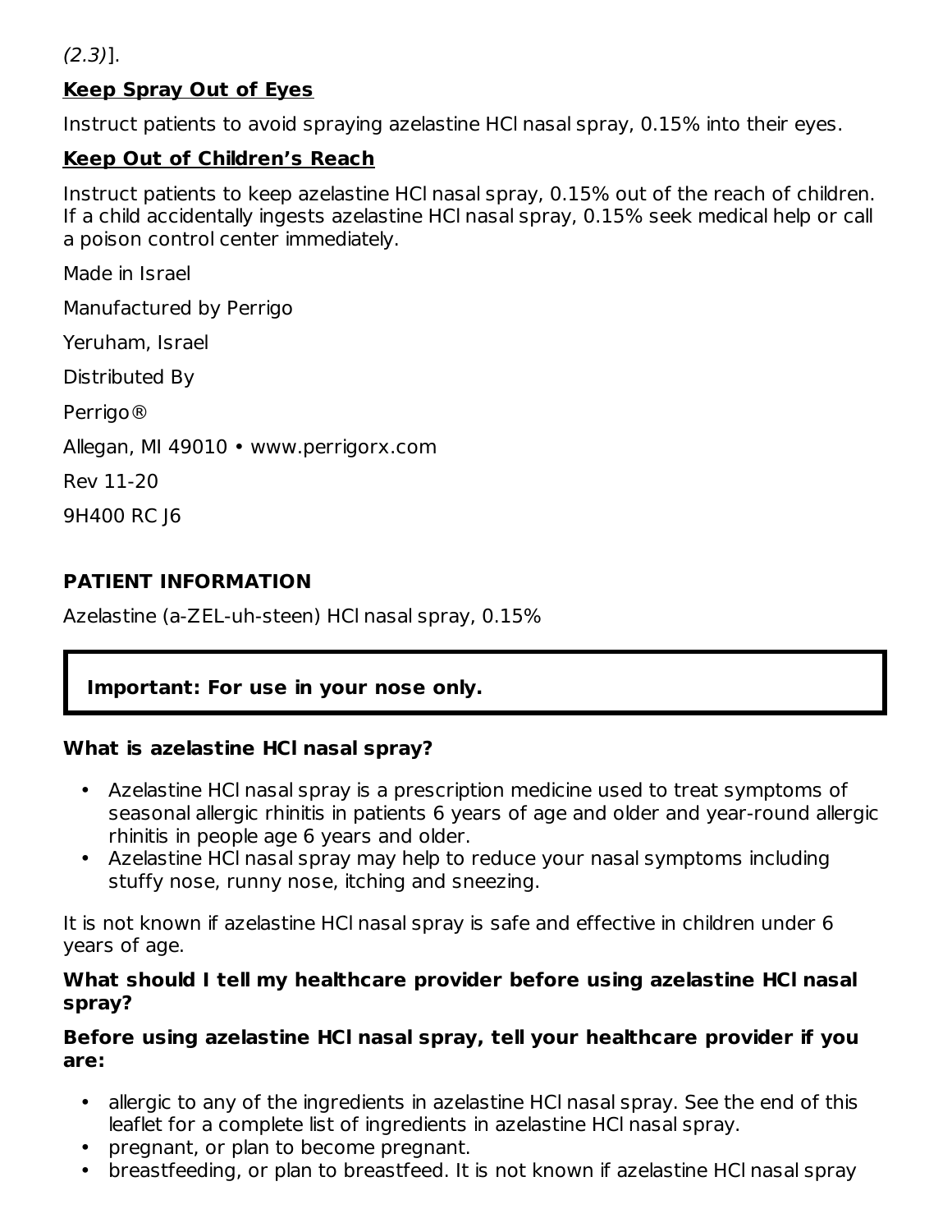*(2.3)*].

**Keep Spray Out of Eyes**

Instruct patients to avoid spraying azelastine HCl nasal spray, 0.15% into their eyes.

**Keep Out of Children's Reach**

Instruct patients to keep azelastine HCl nasal spray, 0.15% out of the reach of children. If a child accidentally ingests azelastine HCl nasal spray, 0.15% seek medical help or call a poison control center immediately.

Made in Israel

Manufactured by Perrigo

Yeruham, Israel

Distributed By

Perrigo®

Allegan, MI 49010 • www.perrigorx.com

Rev 11-20

9H400 RC J6

**PATIENT INFORMATION**

Azelastine (a-ZEL-uh-steen) HCl nasal spray, 0.15%

**Important: For use in your nose only.**

**What is azelastine HCl nasal spray?**

- Azelastine HCl nasal spray is a prescription medicine used to treat symptoms of seasonal allergic rhinitis in patients 6 years of age and older and year-round allergic rhinitis in people age 6 years and older.
- Azelastine HCl nasal spray may help to reduce your nasal symptoms including stuffy nose, runny nose, itching and sneezing.

It is not known if azelastine HCl nasal spray is safe and effective in children under 6 years of age.

**What should I tell my healthcare provider before using azelastine HCl nasal spray?**

**Before using azelastine HCl nasal spray, tell your healthcare provider if you are:**

- allergic to any of the ingredients in azelastine HCl nasal spray. See the end of this leaflet for a complete list of ingredients in azelastine HCl nasal spray.
- pregnant, or plan to become pregnant.
- breastfeeding, or plan to breastfeed. It is not known if azelastine HCl nasal spray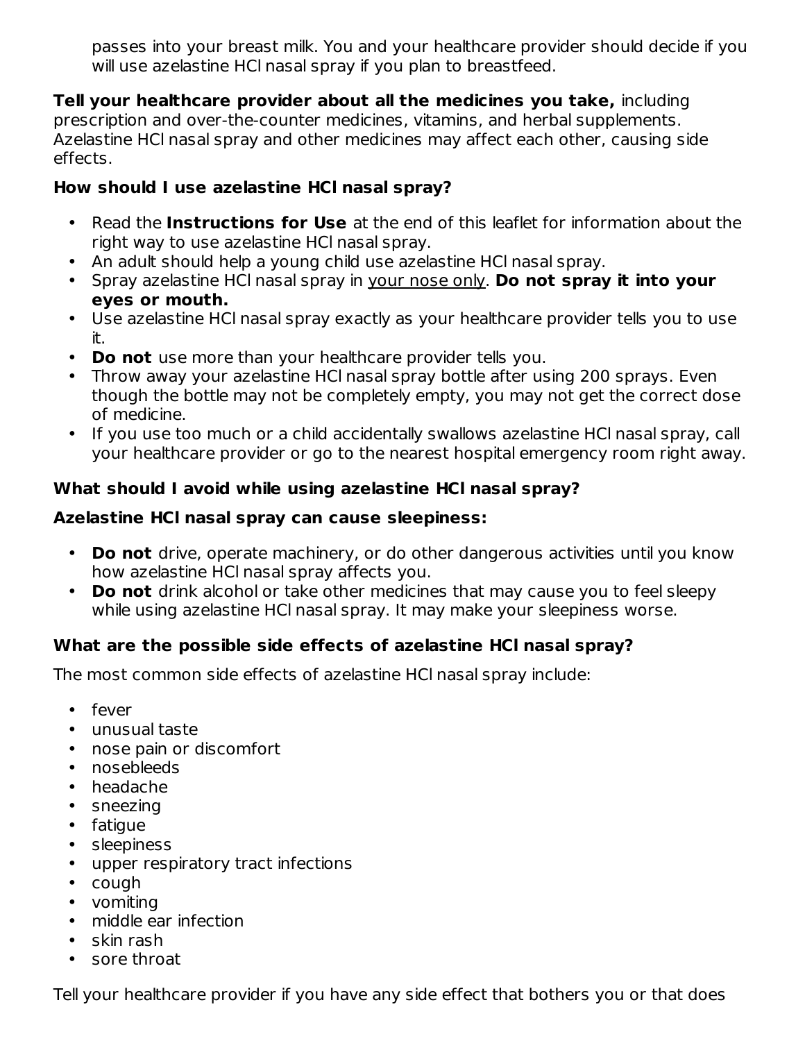passes into your breast milk. You and your healthcare provider should decide if you will use azelastine HCl nasal spray if you plan to breastfeed.

**Tell your healthcare provider about all the medicines you take,** including prescription and over-the-counter medicines, vitamins, and herbal supplements. Azelastine HCl nasal spray and other medicines may affect each other, causing side effects.

**How should I use azelastine HCl nasal spray?**

- Read the **Instructions for Use** at the end of this leaflet for information about the right way to use azelastine HCl nasal spray.
- An adult should help a young child use azelastine HCl nasal spray.
- Spray azelastine HCl nasal spray in <u>your nose only</u>. **Do not spray it into your eyes or mouth.**
- Use azelastine HCl nasal spray exactly as your healthcare provider tells you to use it.
- **Do not** use more than your healthcare provider tells you.
- Throw away your azelastine HCl nasal spray bottle after using 200 sprays. Even though the bottle may not be completely empty, you may not get the correct dose of medicine.
- If you use too much or a child accidentally swallows azelastine HCl nasal spray, call your healthcare provider or go to the nearest hospital emergency room right away.

**What should I avoid while using azelastine HCl nasal spray?**

**Azelastine HCl nasal spray can cause sleepiness:**

- **Do not** drive, operate machinery, or do other dangerous activities until you know how azelastine HCl nasal spray affects you.
- **Do not** drink alcohol or take other medicines that may cause you to feel sleepy while using azelastine HCl nasal spray. It may make your sleepiness worse.

**What are the possible side effects of azelastine HCl nasal spray?**

The most common side effects of azelastine HCl nasal spray include:

- fever
- unusual taste
- nose pain or discomfort
- nosebleeds
- headache
- sneezing
- fatigue
- sleepiness
- upper respiratory tract infections
- cough
- vomiting
- middle ear infection
- skin rash
- sore throat

Tell your healthcare provider if you have any side effect that bothers you or that does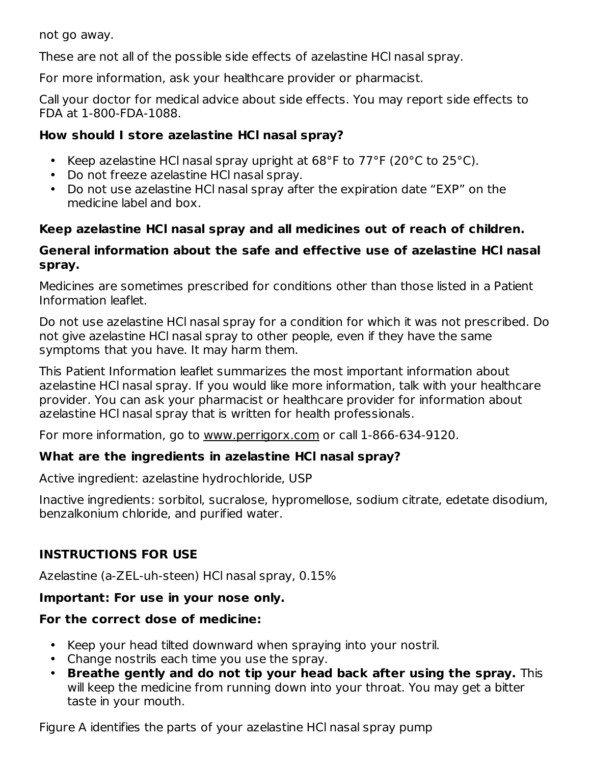not go away.

These are not all of the possible side effects of azelastine HCl nasal spray.

For more information, ask your healthcare provider or pharmacist.

Call your doctor for medical advice about side effects. You may report side effects to FDA at 1-800-FDA-1088.

**How should I store azelastine HCl nasal spray?**

- Keep azelastine HCl nasal spray upright at 68°F to 77°F (20°C to 25°C).
- Do not freeze azelastine HCl nasal spray.
- Do not use azelastine HCl nasal spray after the expiration date "EXP" on the medicine label and box.

**Keep azelastine HCl nasal spray and all medicines out of reach of children.**

**General information about the safe and effective use of azelastine HCl nasal spray.**

Medicines are sometimes prescribed for conditions other than those listed in a Patient Information leaflet.

Do not use azelastine HCl nasal spray for a condition for which it was not prescribed. Do not give azelastine HCl nasal spray to other people, even if they have the same symptoms that you have. It may harm them.

This Patient Information leaflet summarizes the most important information about azelastine HCl nasal spray. If you would like more information, talk with your healthcare provider. You can ask your pharmacist or healthcare provider for information about azelastine HCl nasal spray that is written for health professionals.

For more information, go to www.perrigorx.com or call 1-866-634-9120.

**What are the ingredients in azelastine HCl nasal spray?**

Active ingredient: azelastine hydrochloride, USP

Inactive ingredients: sorbitol, sucralose, hypromellose, sodium citrate, edetate disodium, benzalkonium chloride, and purified water.

**INSTRUCTIONS FOR USE**

Azelastine (a-ZEL-uh-steen) HCl nasal spray, 0.15%

**Important: For use in your nose only.**

**For the correct dose of medicine:**

- Keep your head tilted downward when spraying into your nostril.
- Change nostrils each time you use the spray.
- **Breathe gently and do not tip your head back after using the spray.** This will keep the medicine from running down into your throat. You may get a bitter taste in your mouth.

Figure A identifies the parts of your azelastine HCl nasal spray pump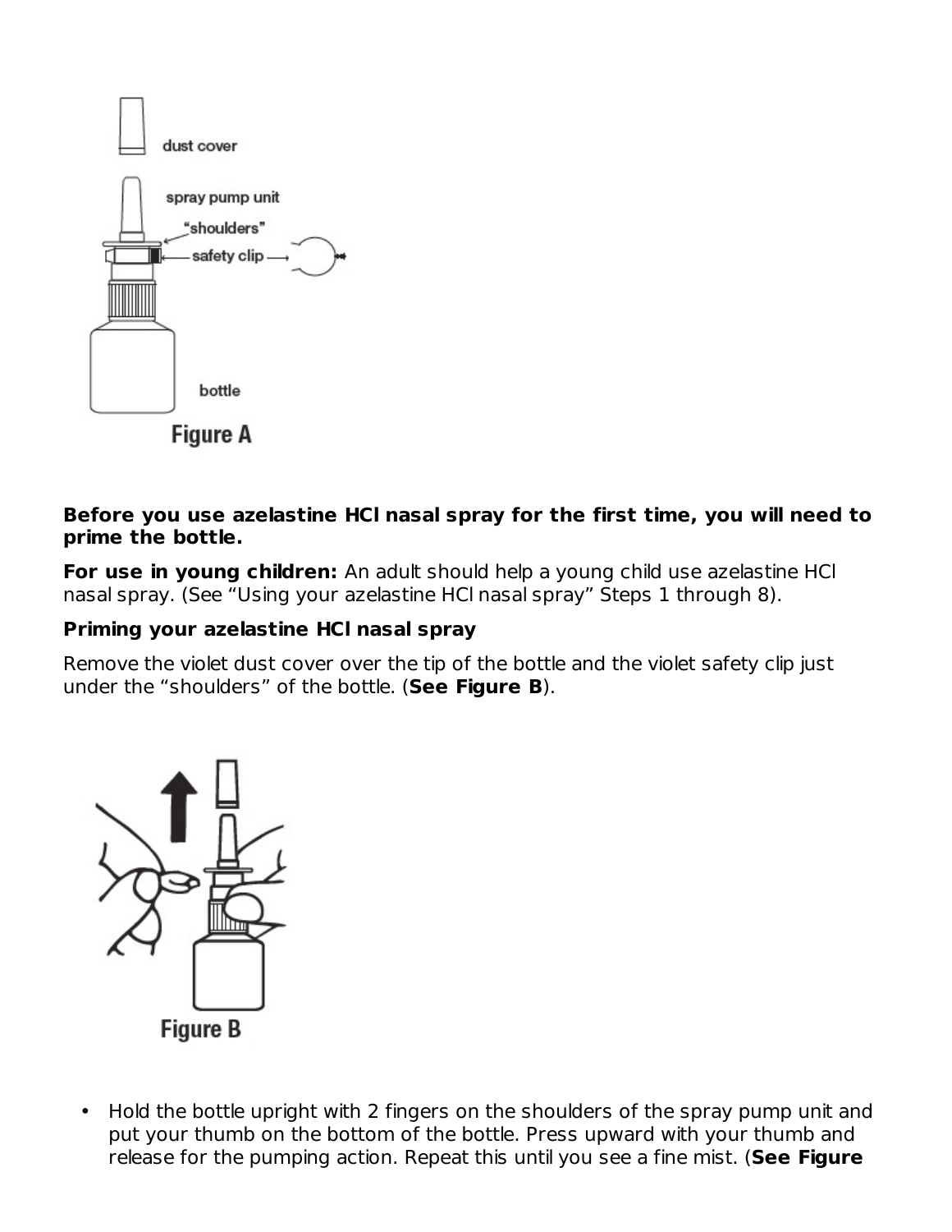dust cover

spray pump unit

"shoulders"

safety clip

bottle

**Figure A**

**Before you use azelastine HCl nasal spray for the first time, you will need to prime the bottle.**

**For use in young children:** An adult should help a young child use azelastine HCl nasal spray. (See "Using your azelastine HCl nasal spray" Steps 1 through 8).

**Priming your azelastine HCl nasal spray**

Remove the violet dust cover over the tip of the bottle and the violet safety clip just under the "shoulders" of the bottle. (**See Figure B**).

**Figure B**

- Hold the bottle upright with 2 fingers on the shoulders of the spray pump unit and put your thumb on the bottom of the bottle. Press upward with your thumb and release for the pumping action. Repeat this until you see a fine mist. (**See Figure**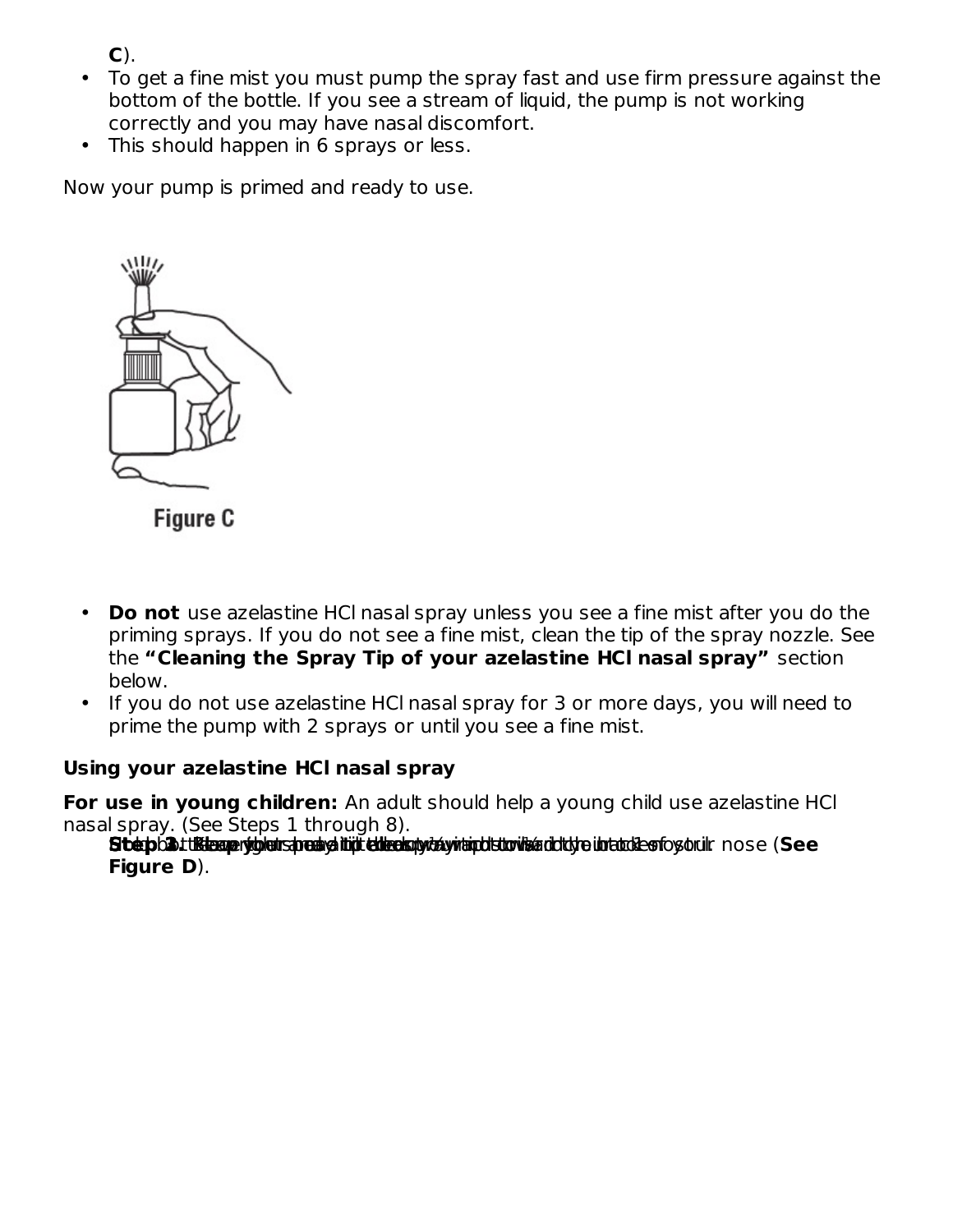**C**).

- To get a fine mist you must pump the spray fast and use firm pressure against the bottom of the bottle. If you see a stream of liquid, the pump is not working correctly and you may have nasal discomfort.
- This should happen in 6 sprays or less.

Now your pump is primed and ready to use.

Figure C

- **Do not** use azelastine HCl nasal spray unless you see a fine mist after you do the priming sprays. If you do not see a fine mist, clean the tip of the spray nozzle. See the **"Cleaning the Spray Tip of your azelastine HCl nasal spray"** section below.
- If you do not use azelastine HCl nasal spray for 3 or more days, you will need to prime the pump with 2 sprays or until you see a fine mist.

**Using your azelastine HCl nasal spray**

**For use in young children:** An adult should help a young child use azelastine HCl nasal spray. (See Steps 1 through 8).

**Step 1.** Blow your nose to clear your nostrils.

**Step 2.** Keep your head tilted downward toward your toes.

**Step 3.** Place the spray tip ¼ inch to ½ inch into 1 nostril. Hold the bottle upright and aim the spray tip toward the back of your nose (**See Figure D**).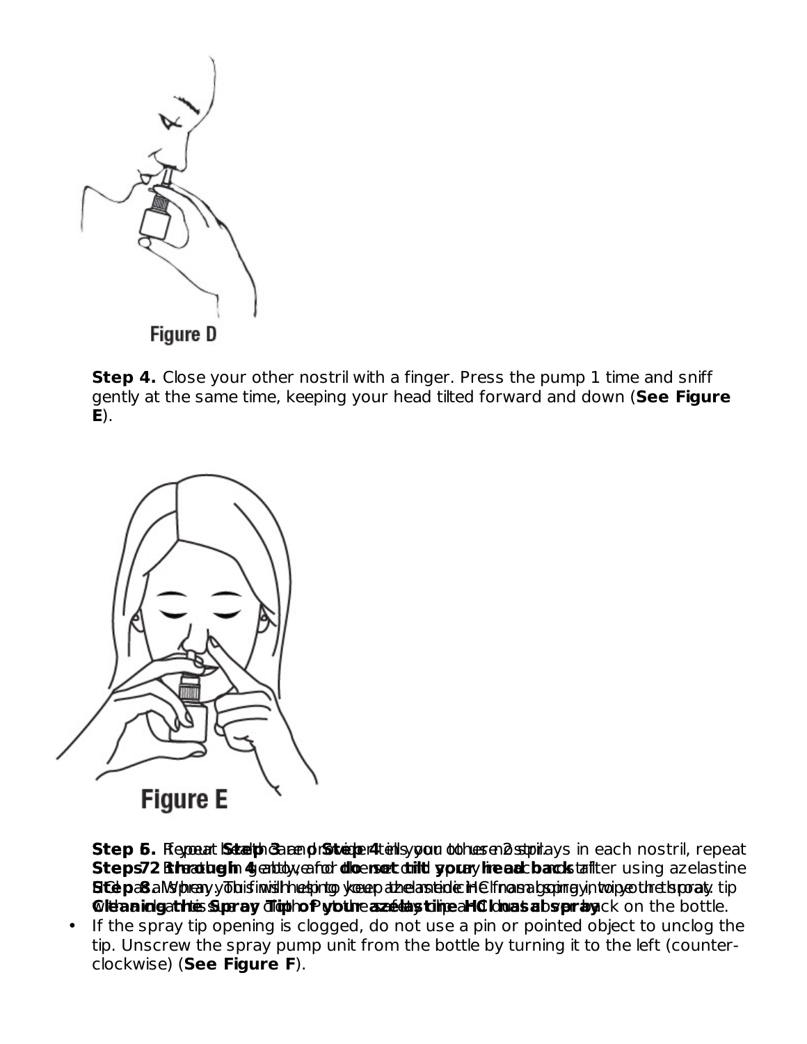Figure D

**Step 4.** Close your other nostril with a finger. Press the pump 1 time and sniff gently at the same time, keeping your head tilted forward and down (**See Figure E**).

Figure E

**Step 5.** Repeat **Step 3** and **Step 4** in your other nostril.

**Step 6.** If your healthcare provider tells you to use 2 sprays in each nostril, repeat **Steps 2 through 4** above for the second spray in each nostril.

**Step 7.** Breathe in gently, and **do not tilt your head back** after using azelastine HCl nasal spray. This will help to keep the medicine from going into your throat.

**Step 8.** When you finish using your azelastine HCl nasal spray, wipe the spray tip with a clean tissue or cloth. Put the safety clip and dust cover back on the bottle.

**Cleaning the Spray Tip of your azelastine HCl nasal spray**

- If the spray tip opening is clogged, do not use a pin or pointed object to unclog the tip. Unscrew the spray pump unit from the bottle by turning it to the left (counter-clockwise) (**See Figure F**).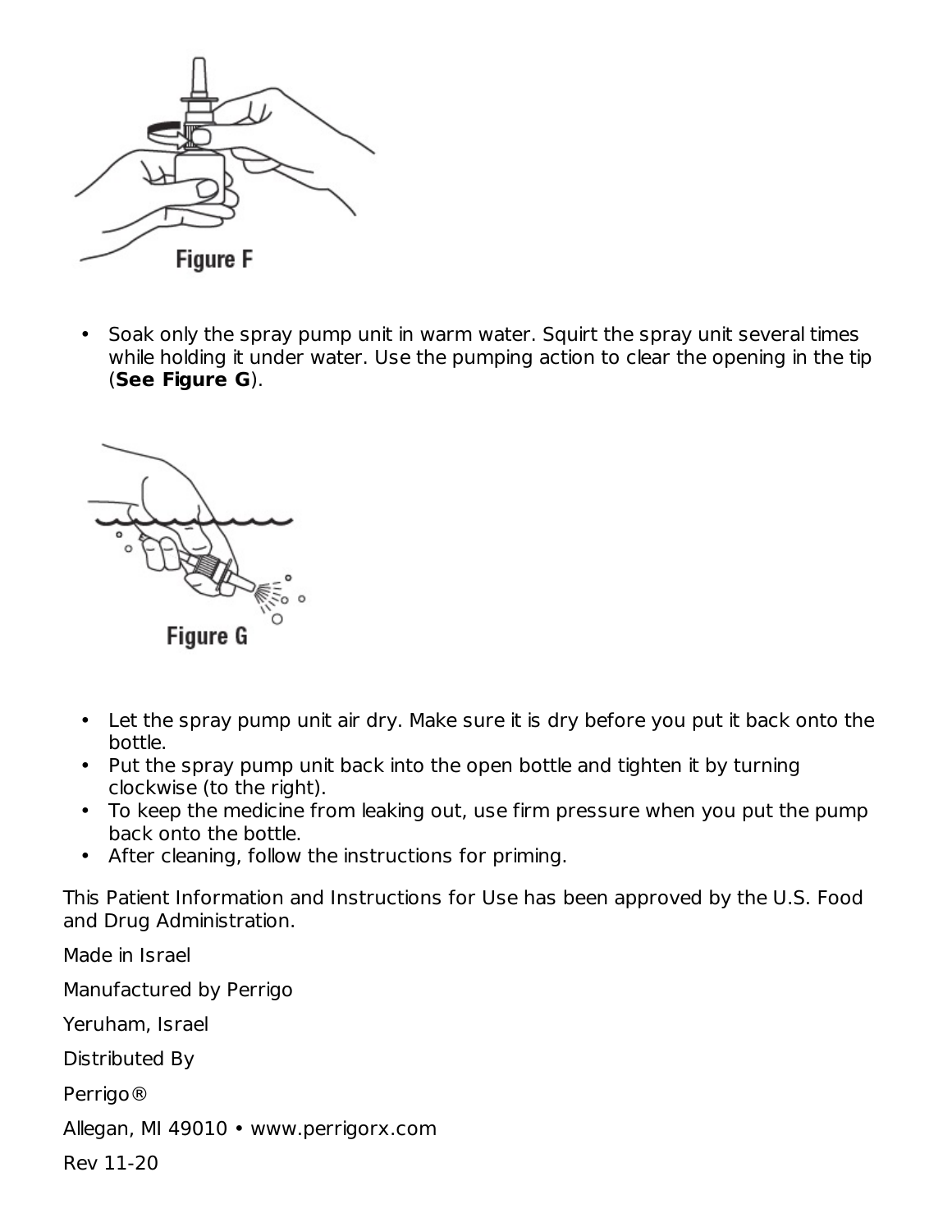Figure F

- Soak only the spray pump unit in warm water. Squirt the spray unit several times while holding it under water. Use the pumping action to clear the opening in the tip (**See Figure G**).

Figure G

- Let the spray pump unit air dry. Make sure it is dry before you put it back onto the bottle.
- Put the spray pump unit back into the open bottle and tighten it by turning clockwise (to the right).
- To keep the medicine from leaking out, use firm pressure when you put the pump back onto the bottle.
- After cleaning, follow the instructions for priming.

This Patient Information and Instructions for Use has been approved by the U.S. Food and Drug Administration.

Made in Israel

Manufactured by Perrigo

Yeruham, Israel

Distributed By

Perrigo®

Allegan, MI 49010 • www.perrigorx.com

Rev 11-20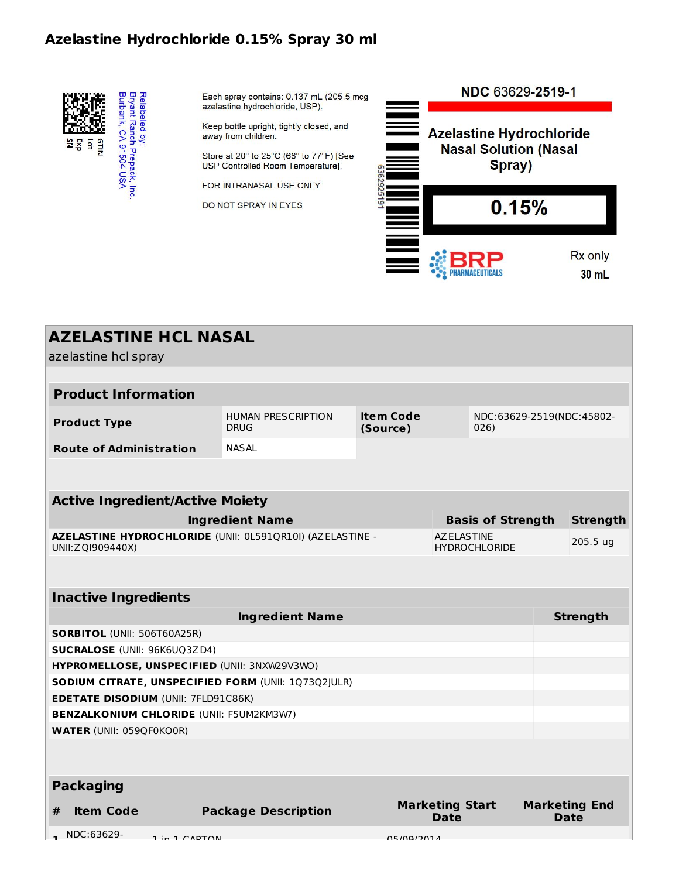## Azelastine Hydrochloride 0.15% Spray 30 ml

Relabeled by:
Bryant Ranch Prepack, Inc.
Burbank, CA 91504 USA

GTIN
Lot
Exp
SN

Each spray contains: 0.137 mL (205.5 mcg azelastine hydrochloride, USP).

Keep bottle upright, tightly closed, and away from children.

Store at 20° to 25°C (68° to 77°F) [See USP Controlled Room Temperature].

FOR INTRANASAL USE ONLY

DO NOT SPRAY IN EYES

6362925191

NDC 63629-**2519**-1

Azelastine Hydrochloride Nasal Solution (Nasal Spray)

**0.15%**

BRP PHARMACEUTICALS

Rx only

30 mL

## AZELASTINE HCL NASAL

azelastine hcl spray

| Product Information | | | |
|---|---|---|---|
| **Product Type** | HUMAN PRESCRIPTION DRUG | **Item Code (Source)** | NDC:63629-2519(NDC:45802-026) |
| **Route of Administration** | NASAL | | |

| Active Ingredient/Active Moiety | | |
|---|---|---|
| **Ingredient Name** | **Basis of Strength** | **Strength** |
| **AZELASTINE HYDROCHLORIDE** (UNII: 0L591QR10I) (AZELASTINE - UNII:ZQI909440X) | AZELASTINE HYDROCHLORIDE | 205.5 ug |

| Inactive Ingredients | |
|---|---|
| **Ingredient Name** | **Strength** |
| **SORBITOL** (UNII: 506T60A25R) | |
| **SUCRALOSE** (UNII: 96K6UQ3ZD4) | |
| **HYPROMELLOSE, UNSPECIFIED** (UNII: 3NXW29V3WO) | |
| **SODIUM CITRATE, UNSPECIFIED FORM** (UNII: 1Q73Q2JULR) | |
| **EDETATE DISODIUM** (UNII: 7FLD91C86K) | |
| **BENZALKONIUM CHLORIDE** (UNII: F5UM2KM3W7) | |
| **WATER** (UNII: 059QF0KO0R) | |

| Packaging | | | | |
|---|---|---|---|---|
| **#** | **Item Code** | **Package Description** | **Marketing Start Date** | **Marketing End Date** |
| 1 | NDC:63629- | 1 in 1 CARTON | 05/09/2014 | |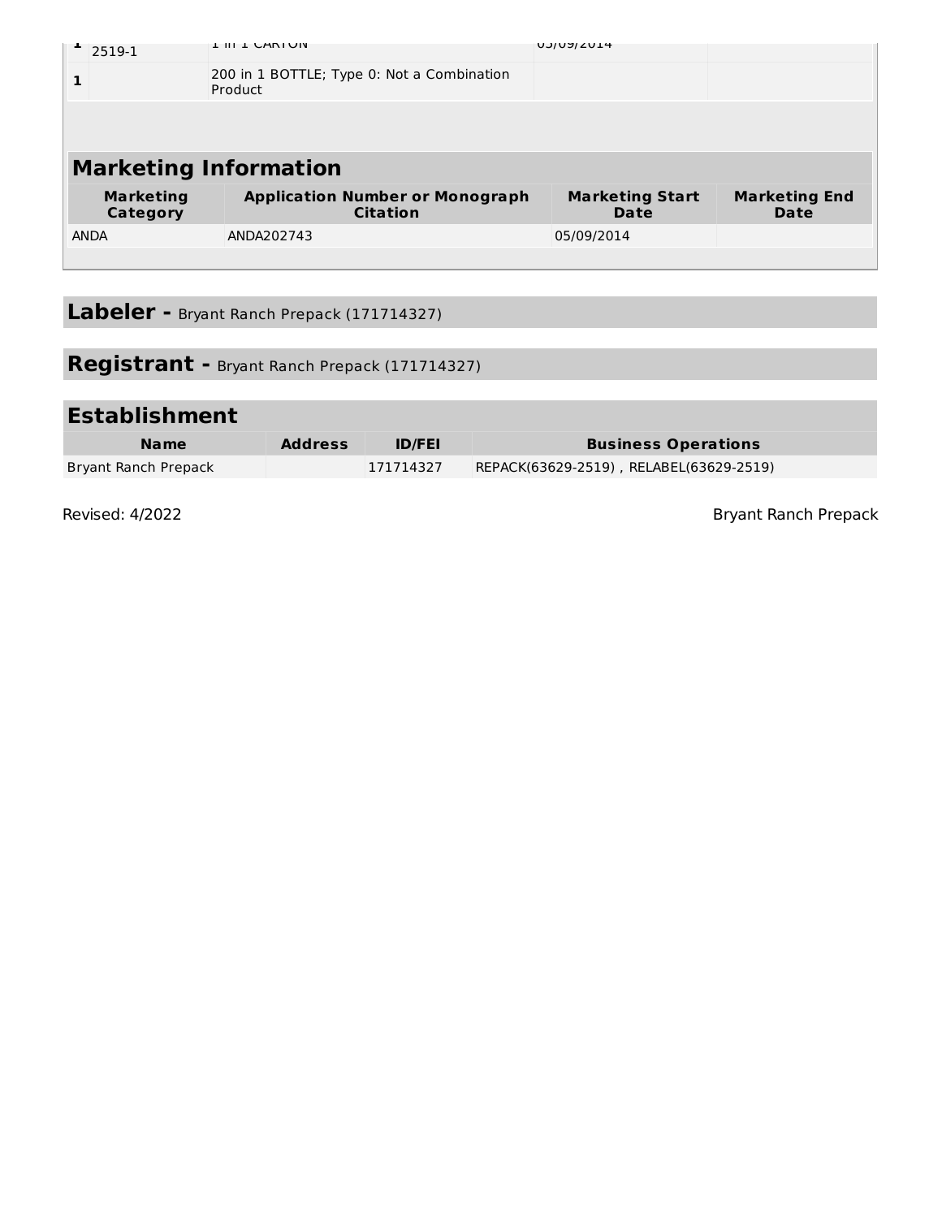| | | | | |
|---|---|---|---|---|
| 1 | 2519-1 | 1 in 1 CARTON | 05/09/2014 | |
| 1 | | 200 in 1 BOTTLE; Type 0: Not a Combination Product | | |

## Marketing Information

| Marketing Category | Application Number or Monograph Citation | Marketing Start Date | Marketing End Date |
|---|---|---|---|
| ANDA | ANDA202743 | 05/09/2014 | |

## Labeler - Bryant Ranch Prepack (171714327)

## Registrant - Bryant Ranch Prepack (171714327)

## Establishment

| Name | Address | ID/FEI | Business Operations |
|---|---|---|---|
| Bryant Ranch Prepack | | 171714327 | REPACK(63629-2519) , RELABEL(63629-2519) |

Revised: 4/2022

Bryant Ranch Prepack